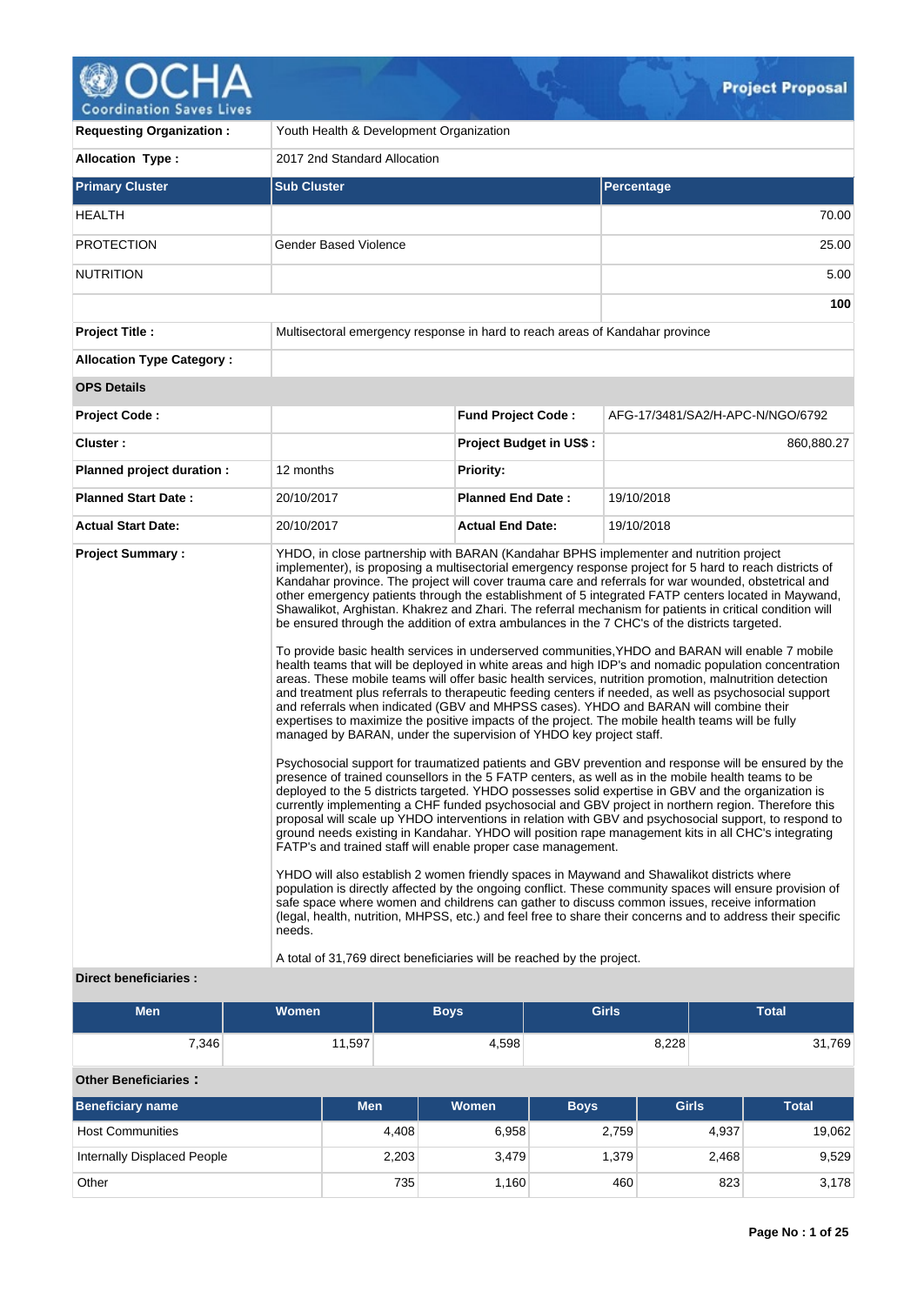**Project Proposal**

| | |
|---|---|
| **Requesting Organization :** | Youth Health & Development Organization |
| **Allocation Type :** | 2017 2nd Standard Allocation |

| Primary Cluster | Sub Cluster | Percentage |
|---|---|---|
| HEALTH | | 70.00 |
| PROTECTION | Gender Based Violence | 25.00 |
| NUTRITION | | 5.00 |
| | | **100** |

| | |
|---|---|
| **Project Title :** | Multisectoral emergency response in hard to reach areas of Kandahar province |
| **Allocation Type Category :** | |

**OPS Details**

| | | | |
|---|---|---|---|
| **Project Code :** | | **Fund Project Code :** | AFG-17/3481/SA2/H-APC-N/NGO/6792 |
| **Cluster :** | | **Project Budget in US$ :** | 860,880.27 |
| **Planned project duration :** | 12 months | **Priority:** | |
| **Planned Start Date :** | 20/10/2017 | **Planned End Date :** | 19/10/2018 |
| **Actual Start Date:** | 20/10/2017 | **Actual End Date:** | 19/10/2018 |

**Project Summary :**

YHDO, in close partnership with BARAN (Kandahar BPHS implementer and nutrition project implementer), is proposing a multisectoral emergency response project for 5 hard to reach districts of Kandahar province. The project will cover trauma care and referrals for war wounded, obstetrical and other emergency patients through the establishment of 5 integrated FATP centers located in Maywand, Shawalikot, Arghistan. Khakrez and Zhari. The referral mechanism for patients in critical condition will be ensured through the addition of extra ambulances in the 7 CHC's of the districts targeted.

To provide basic health services in underserved communities,YHDO and BARAN will enable 7 mobile health teams that will be deployed in white areas and high IDP's and nomadic population concentration areas. These mobile teams will offer basic health services, nutrition promotion, malnutrition detection and treatment plus referrals to therapeutic feeding centers if needed, as well as psychosocial support and referrals when indicated (GBV and MHPSS cases). YHDO and BARAN will combine their expertises to maximize the positive impacts of the project. The mobile health teams will be fully managed by BARAN, under the supervision of YHDO key project staff.

Psychosocial support for traumatized patients and GBV prevention and response will be ensured by the presence of trained counsellors in the 5 FATP centers, as well as in the mobile health teams to be deployed to the 5 districts targeted. YHDO possesses solid expertise in GBV and the organization is currently implementing a CHF funded psychosocial and GBV project in northern region. Therefore this proposal will scale up YHDO interventions in relation with GBV and psychosocial support, to respond to ground needs existing in Kandahar. YHDO will position rape management kits in all CHC's integrating FATP's and trained staff will enable proper case management.

YHDO will also establish 2 women friendly spaces in Maywand and Shawalikot districts where population is directly affected by the ongoing conflict. These community spaces will ensure provision of safe space where women and childrens can gather to discuss common issues, receive information (legal, health, nutrition, MHPSS, etc.) and feel free to share their concerns and to address their specific needs.

A total of 31,769 direct beneficiaries will be reached by the project.

**Direct beneficiaries :**

| Men | Women | Boys | Girls | Total |
|---|---|---|---|---|
| 7,346 | 11,597 | 4,598 | 8,228 | 31,769 |

**Other Beneficiaries :**

| Beneficiary name | Men | Women | Boys | Girls | Total |
|---|---|---|---|---|---|
| Host Communities | 4,408 | 6,958 | 2,759 | 4,937 | 19,062 |
| Internally Displaced People | 2,203 | 3,479 | 1,379 | 2,468 | 9,529 |
| Other | 735 | 1,160 | 460 | 823 | 3,178 |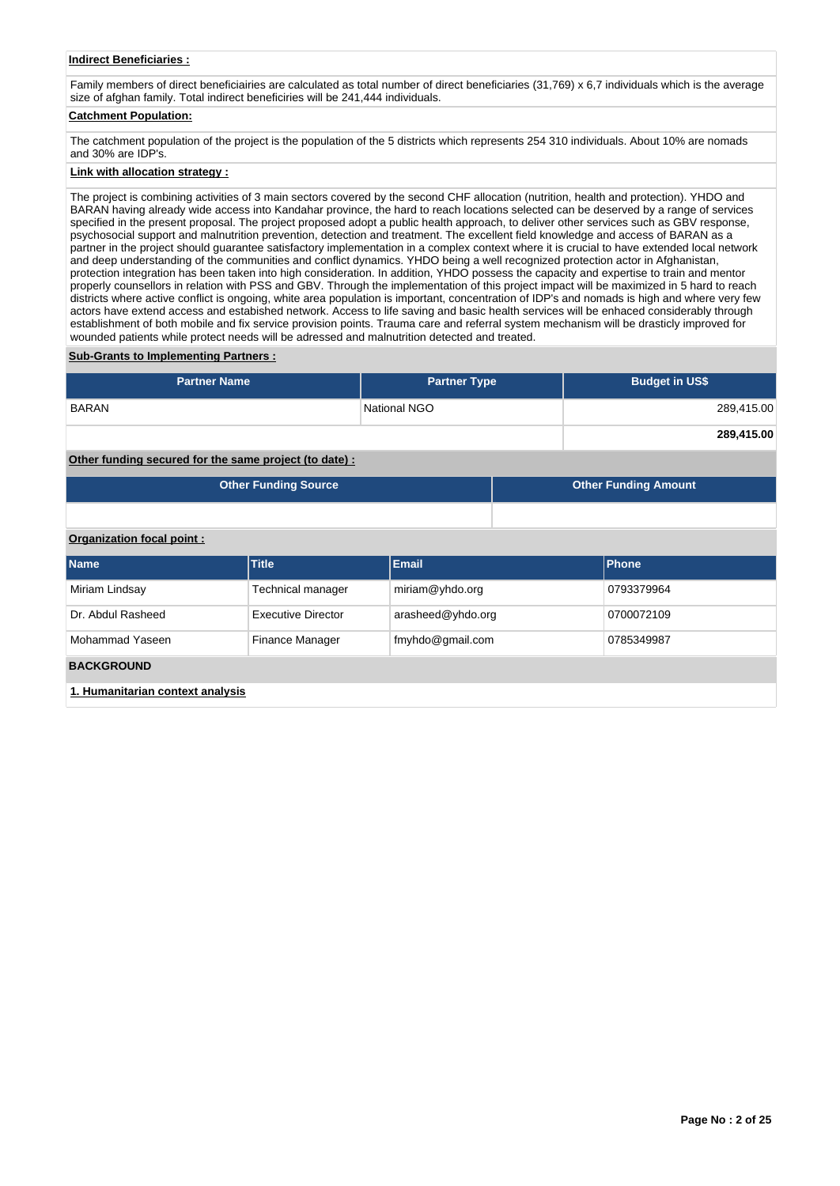**Indirect Beneficiaries :**

Family members of direct beneficiairies are calculated as total number of direct beneficiaries (31,769) x 6,7 individuals which is the average size of afghan family. Total indirect beneficiries will be 241,444 individuals.

**Catchment Population:**

The catchment population of the project is the population of the 5 districts which represents 254 310 individuals. About 10% are nomads and 30% are IDP's.

**Link with allocation strategy :**

The project is combining activities of 3 main sectors covered by the second CHF allocation (nutrition, health and protection). YHDO and BARAN having already wide access into Kandahar province, the hard to reach locations selected can be deserved by a range of services specified in the present proposal. The project proposed adopt a public health approach, to deliver other services such as GBV response, psychosocial support and malnutrition prevention, detection and treatment. The excellent field knowledge and access of BARAN as a partner in the project should guarantee satisfactory implementation in a complex context where it is crucial to have extended local network and deep understanding of the communities and conflict dynamics. YHDO being a well recognized protection actor in Afghanistan, protection integration has been taken into high consideration. In addition, YHDO possess the capacity and expertise to train and mentor properly counsellors in relation with PSS and GBV. Through the implementation of this project impact will be maximized in 5 hard to reach districts where active conflict is ongoing, white area population is important, concentration of IDP's and nomads is high and where very few actors have extend access and estabished network. Access to life saving and basic health services will be enhaced considerably through establishment of both mobile and fix service provision points. Trauma care and referral system mechanism will be drasticly improved for wounded patients while protect needs will be adressed and malnutrition detected and treated.

**Sub-Grants to Implementing Partners :**

| Partner Name | Partner Type | Budget in US$ |
|---|---|---|
| BARAN | National NGO | 289,415.00 |
| | | **289,415.00** |

**Other funding secured for the same project (to date) :**

| Other Funding Source | Other Funding Amount |
|---|---|
| | |

**Organization focal point :**

| Name | Title | Email | Phone |
|---|---|---|---|
| Miriam Lindsay | Technical manager | miriam@yhdo.org | 0793379964 |
| Dr. Abdul Rasheed | Executive Director | arasheed@yhdo.org | 0700072109 |
| Mohammad Yaseen | Finance Manager | fmyhdo@gmail.com | 0785349987 |

**BACKGROUND**

**1. Humanitarian context analysis**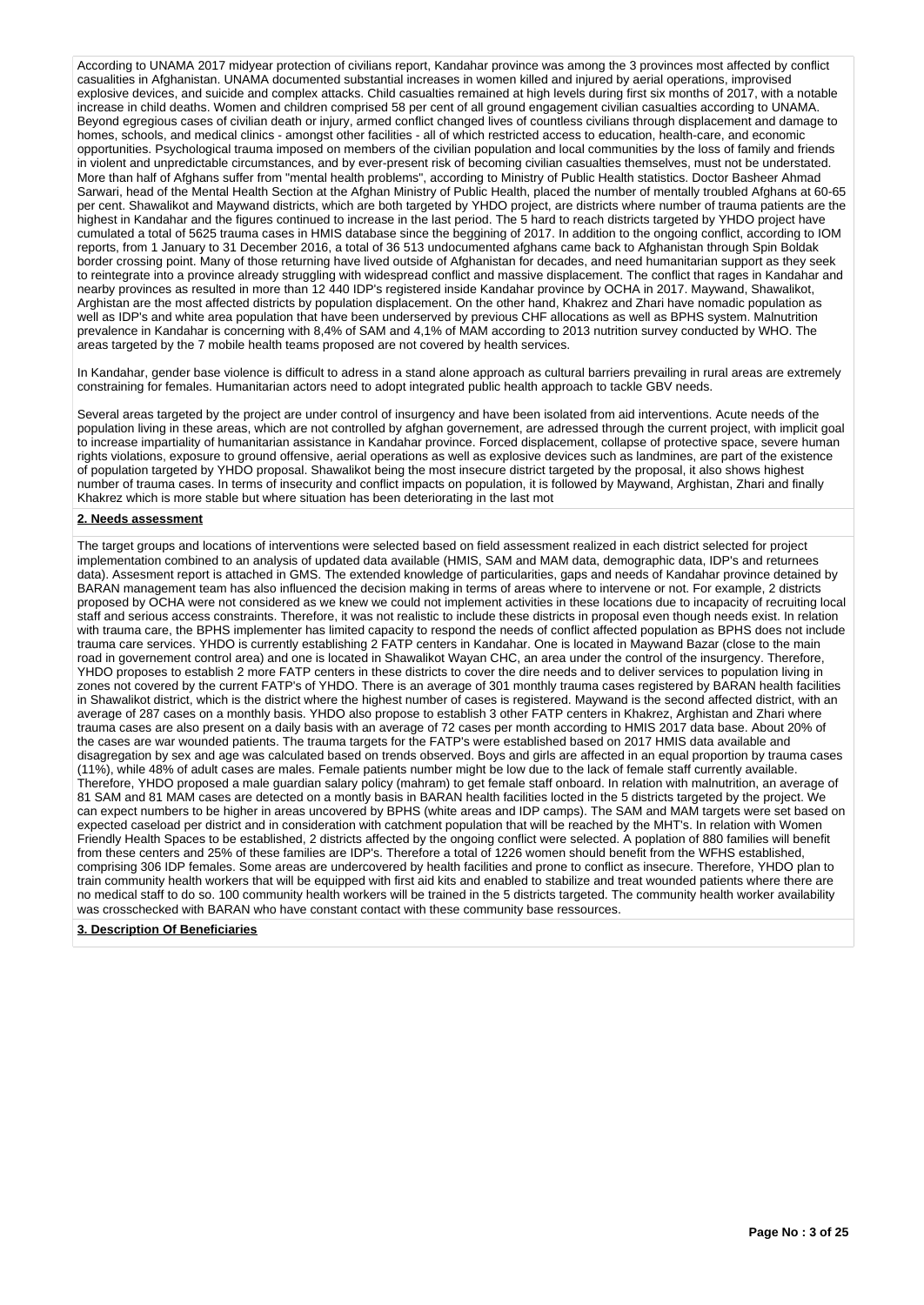According to UNAMA 2017 midyear protection of civilians report, Kandahar province was among the 3 provinces most affected by conflict casualities in Afghanistan. UNAMA documented substantial increases in women killed and injured by aerial operations, improvised explosive devices, and suicide and complex attacks. Child casualties remained at high levels during first six months of 2017, with a notable increase in child deaths. Women and children comprised 58 per cent of all ground engagement civilian casualties according to UNAMA. Beyond egregious cases of civilian death or injury, armed conflict changed lives of countless civilians through displacement and damage to homes, schools, and medical clinics - amongst other facilities - all of which restricted access to education, health-care, and economic opportunities. Psychological trauma imposed on members of the civilian population and local communities by the loss of family and friends in violent and unpredictable circumstances, and by ever-present risk of becoming civilian casualties themselves, must not be understated. More than half of Afghans suffer from "mental health problems", according to Ministry of Public Health statistics. Doctor Basheer Ahmad Sarwari, head of the Mental Health Section at the Afghan Ministry of Public Health, placed the number of mentally troubled Afghans at 60-65 per cent. Shawalikot and Maywand districts, which are both targeted by YHDO project, are districts where number of trauma patients are the highest in Kandahar and the figures continued to increase in the last period. The 5 hard to reach districts targeted by YHDO project have cumulated a total of 5625 trauma cases in HMIS database since the beggining of 2017. In addition to the ongoing conflict, according to IOM reports, from 1 January to 31 December 2016, a total of 36 513 undocumented afghans came back to Afghanistan through Spin Boldak border crossing point. Many of those returning have lived outside of Afghanistan for decades, and need humanitarian support as they seek to reintegrate into a province already struggling with widespread conflict and massive displacement. The conflict that rages in Kandahar and nearby provinces as resulted in more than 12 440 IDP's registered inside Kandahar province by OCHA in 2017. Maywand, Shawalikot, Arghistan are the most affected districts by population displacement. On the other hand, Khakrez and Zhari have nomadic population as well as IDP's and white area population that have been underserved by previous CHF allocations as well as BPHS system. Malnutrition prevalence in Kandahar is concerning with 8,4% of SAM and 4,1% of MAM according to 2013 nutrition survey conducted by WHO. The areas targeted by the 7 mobile health teams proposed are not covered by health services.

In Kandahar, gender base violence is difficult to adress in a stand alone approach as cultural barriers prevailing in rural areas are extremely constraining for females. Humanitarian actors need to adopt integrated public health approach to tackle GBV needs.

Several areas targeted by the project are under control of insurgency and have been isolated from aid interventions. Acute needs of the population living in these areas, which are not controlled by afghan governement, are adressed through the current project, with implicit goal to increase impartiality of humanitarian assistance in Kandahar province. Forced displacement, collapse of protective space, severe human rights violations, exposure to ground offensive, aerial operations as well as explosive devices such as landmines, are part of the existence of population targeted by YHDO proposal. Shawalikot being the most insecure district targeted by the proposal, it also shows highest number of trauma cases. In terms of insecurity and conflict impacts on population, it is followed by Maywand, Arghistan, Zhari and finally Khakrez which is more stable but where situation has been deteriorating in the last mot

**2. Needs assessment**

The target groups and locations of interventions were selected based on field assessment realized in each district selected for project implementation combined to an analysis of updated data available (HMIS, SAM and MAM data, demographic data, IDP's and returnees data). Assesment report is attached in GMS. The extended knowledge of particularities, gaps and needs of Kandahar province detained by BARAN management team has also influenced the decision making in terms of areas where to intervene or not. For example, 2 districts proposed by OCHA were not considered as we knew we could not implement activities in these locations due to incapacity of recruiting local staff and serious access constraints. Therefore, it was not realistic to include these districts in proposal even though needs exist. In relation with trauma care, the BPHS implementer has limited capacity to respond the needs of conflict affected population as BPHS does not include trauma care services. YHDO is currently establishing 2 FATP centers in Kandahar. One is located in Maywand Bazar (close to the main road in governement control area) and one is located in Shawalikot Wayan CHC, an area under the control of the insurgency. Therefore, YHDO proposes to establish 2 more FATP centers in these districts to cover the dire needs and to deliver services to population living in zones not covered by the current FATP's of YHDO. There is an average of 301 monthly trauma cases registered by BARAN health facilities in Shawalikot district, which is the district where the highest number of cases is registered. Maywand is the second affected district, with an average of 287 cases on a monthly basis. YHDO also propose to establish 3 other FATP centers in Khakrez, Arghistan and Zhari where trauma cases are also present on a daily basis with an average of 72 cases per month according to HMIS 2017 data base. About 20% of the cases are war wounded patients. The trauma targets for the FATP's were established based on 2017 HMIS data available and disagregation by sex and age was calculated based on trends observed. Boys and girls are affected in an equal proportion by trauma cases (11%), while 48% of adult cases are males. Female patients number might be low due to the lack of female staff currently available. Therefore, YHDO proposed a male guardian salary policy (mahram) to get female staff onboard. In relation with malnutrition, an average of 81 SAM and 81 MAM cases are detected on a montly basis in BARAN health facilities locted in the 5 districts targeted by the project. We can expect numbers to be higher in areas uncovered by BPHS (white areas and IDP camps). The SAM and MAM targets were set based on expected caseload per district and in consideration with catchment population that will be reached by the MHT's. In relation with Women Friendly Health Spaces to be established, 2 districts affected by the ongoing conflict were selected. A poplation of 880 families will benefit from these centers and 25% of these families are IDP's. Therefore a total of 1226 women should benefit from the WFHS established, comprising 306 IDP females. Some areas are undercovered by health facilities and prone to conflict as insecure. Therefore, YHDO plan to train community health workers that will be equipped with first aid kits and enabled to stabilize and treat wounded patients where there are no medical staff to do so. 100 community health workers will be trained in the 5 districts targeted. The community health worker availability was crosschecked with BARAN who have constant contact with these community base ressources.

**3. Description Of Beneficiaries**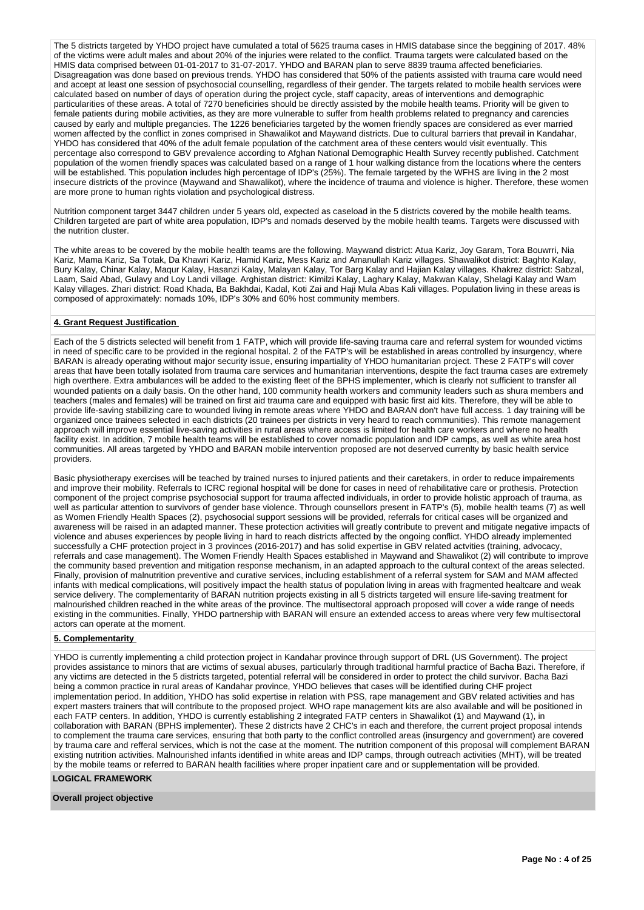The 5 districts targeted by YHDO project have cumulated a total of 5625 trauma cases in HMIS database since the beggining of 2017. 48% of the victims were adult males and about 20% of the injuries were related to the conflict. Trauma targets were calculated based on the HMIS data comprised between 01-01-2017 to 31-07-2017. YHDO and BARAN plan to serve 8839 trauma affected beneficiaries. Disagreagation was done based on previous trends. YHDO has considered that 50% of the patients assisted with trauma care would need and accept at least one session of psychosocial counselling, regardless of their gender. The targets related to mobile health services were calculated based on number of days of operation during the project cycle, staff capacity, areas of interventions and demographic particularities of these areas. A total of 7270 beneficiries should be directly assisted by the mobile health teams. Priority will be given to female patients during mobile activities, as they are more vulnerable to suffer from health problems related to pregnancy and carencies caused by early and multiple pregancies. The 1226 beneficiaries targeted by the women friendly spaces are considered as ever married women affected by the conflict in zones comprised in Shawalikot and Maywand districts. Due to cultural barriers that prevail in Kandahar, YHDO has considered that 40% of the adult female population of the catchment area of these centers would visit eventually. This percentage also correspond to GBV prevalence according to Afghan National Demographic Health Survey recently published. Catchment population of the women friendly spaces was calculated based on a range of 1 hour walking distance from the locations where the centers will be established. This population includes high percentage of IDP's (25%). The female targeted by the WFHS are living in the 2 most insecure districts of the province (Maywand and Shawalikot), where the incidence of trauma and violence is higher. Therefore, these women are more prone to human rights violation and psychological distress.

Nutrition component target 3447 children under 5 years old, expected as caseload in the 5 districts covered by the mobile health teams. Children targeted are part of white area population, IDP's and nomads deserved by the mobile health teams. Targets were discussed with the nutrition cluster.

The white areas to be covered by the mobile health teams are the following. Maywand district: Atua Kariz, Joy Garam, Tora Bouwrri, Nia Kariz, Mama Kariz, Sa Totak, Da Khawri Kariz, Hamid Kariz, Mess Kariz and Amanullah Kariz villages. Shawalikot district: Baghto Kalay, Bury Kalay, Chinar Kalay, Maqur Kalay, Hasanzi Kalay, Malayan Kalay, Tor Barg Kalay and Hajian Kalay villages. Khakrez district: Sabzal, Laam, Said Abad, Gulavy and Loy Landi village. Arghistan district: Kimilzi Kalay, Laghary Kalay, Makwan Kalay, Shelagi Kalay and Wam Kalay villages. Zhari district: Road Khada, Ba Bakhdai, Kadal, Koti Zai and Haji Mula Abas Kali villages. Population living in these areas is composed of approximately: nomads 10%, IDP's 30% and 60% host community members.

## 4. Grant Request Justification

Each of the 5 districts selected will benefit from 1 FATP, which will provide life-saving trauma care and referral system for wounded victims in need of specific care to be provided in the regional hospital. 2 of the FATP's will be established in areas controlled by insurgency, where BARAN is already operating without major security issue, ensuring impartiality of YHDO humanitarian project. These 2 FATP's will cover areas that have been totally isolated from trauma care services and humanitarian interventions, despite the fact trauma cases are extremely high overthere. Extra ambulances will be added to the existing fleet of the BPHS implementer, which is clearly not sufficient to transfer all wounded patients on a daily basis. On the other hand, 100 community health workers and community leaders such as shura members and teachers (males and females) will be trained on first aid trauma care and equipped with basic first aid kits. Therefore, they will be able to provide life-saving stabilizing care to wounded living in remote areas where YHDO and BARAN don't have full access. 1 day training will be organized once trainees selected in each districts (20 trainees per districts in very heard to reach communities). This remote management approach will improve essential live-saving activities in rural areas where access is limited for health care workers and where no health facility exist. In addition, 7 mobile health teams will be established to cover nomadic population and IDP camps, as well as white area host communities. All areas targeted by YHDO and BARAN mobile intervention proposed are not deserved currenlty by basic health service providers.

Basic physiotherapy exercises will be teached by trained nurses to injured patients and their caretakers, in order to reduce impairements and improve their mobility. Referrals to ICRC regional hospital will be done for cases in need of rehabilitative care or prothesis. Protection component of the project comprise psychosocial support for trauma affected individuals, in order to provide holistic approach of trauma, as well as particular attention to survivors of gender base violence. Through counsellors present in FATP's (5), mobile health teams (7) as well as Women Friendly Health Spaces (2), psychosocial support sessions will be provided, referrals for critical cases will be organized and awareness will be raised in an adapted manner. These protection activities will greatly contribute to prevent and mitigate negative impacts of violence and abuses experiences by people living in hard to reach districts affected by the ongoing conflict. YHDO already implemented successfully a CHF protection project in 3 provinces (2016-2017) and has solid expertise in GBV related actvities (training, advocacy, referrals and case management). The Women Friendly Health Spaces established in Maywand and Shawalikot (2) will contribute to improve the community based prevention and mitigation response mechanism, in an adapted approach to the cultural context of the areas selected. Finally, provision of malnutrition preventive and curative services, including establishment of a referral system for SAM and MAM affected infants with medical complications, will positively impact the health status of population living in areas with fragmented healtcare and weak service delivery. The complementarity of BARAN nutrition projects existing in all 5 districts targeted will ensure life-saving treatment for malnourished children reached in the white areas of the province. The multisectoral approach proposed will cover a wide range of needs existing in the communities. Finally, YHDO partnership with BARAN will ensure an extended access to areas where very few multisectoral actors can operate at the moment.

## 5. Complementarity

YHDO is currently implementing a child protection project in Kandahar province through support of DRL (US Government). The project provides assistance to minors that are victims of sexual abuses, particularly through traditional harmful practice of Bacha Bazi. Therefore, if any victims are detected in the 5 districts targeted, potential referral will be considered in order to protect the child survivor. Bacha Bazi being a common practice in rural areas of Kandahar province, YHDO believes that cases will be identified during CHF project implementation period. In addition, YHDO has solid expertise in relation with PSS, rape management and GBV related activities and has expert masters trainers that will contribute to the proposed project. WHO rape management kits are also available and will be positioned in each FATP centers. In addition, YHDO is currently establishing 2 integrated FATP centers in Shawalikot (1) and Maywand (1), in collaboration with BARAN (BPHS implementer). These 2 districts have 2 CHC's in each and therefore, the current project proposal intends to complement the trauma care services, ensuring that both party to the conflict controlled areas (insurgency and government) are covered by trauma care and refferal services, which is not the case at the moment. The nutrition component of this proposal will complement BARAN existing nutrition activities. Malnourished infants identified in white areas and IDP camps, through outreach activities (MHT), will be treated by the mobile teams or referred to BARAN health facilities where proper inpatient care and or supplementation will be provided.

## LOGICAL FRAMEWORK

### Overall project objective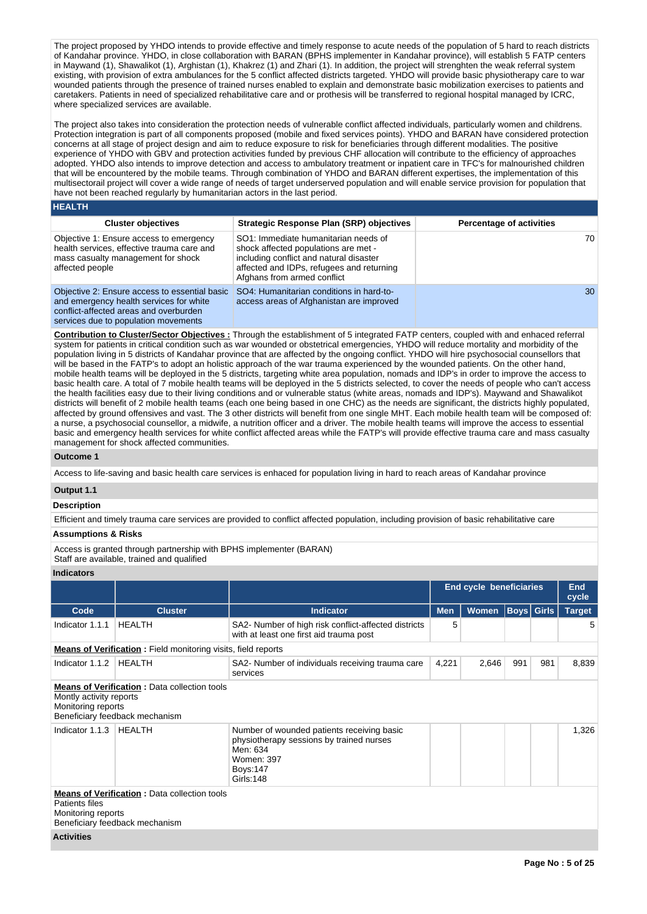The project proposed by YHDO intends to provide effective and timely response to acute needs of the population of 5 hard to reach districts of Kandahar province. YHDO, in close collaboration with BARAN (BPHS implementer in Kandahar province), will establish 5 FATP centers in Maywand (1), Shawalikot (1), Arghistan (1), Khakrez (1) and Zhari (1). In addition, the project will strenghten the weak referral system existing, with provision of extra ambulances for the 5 conflict affected districts targeted. YHDO will provide basic physiotherapy care to war wounded patients through the presence of trained nurses enabled to explain and demonstrate basic mobilization exercises to patients and caretakers. Patients in need of specialized rehabilitative care and or prothesis will be transferred to regional hospital managed by ICRC, where specialized services are available.

The project also takes into consideration the protection needs of vulnerable conflict affected individuals, particularly women and childrens. Protection integration is part of all components proposed (mobile and fixed services points). YHDO and BARAN have considered protection concerns at all stage of project design and aim to reduce exposure to risk for beneficiaries through different modalities. The positive experience of YHDO with GBV and protection activities funded by previous CHF allocation will contribute to the efficiency of approaches adopted. YHDO also intends to improve detection and access to ambulatory treatment or inpatient care in TFC's for malnourished children that will be encountered by the mobile teams. Through combination of YHDO and BARAN different expertises, the implementation of this multisectorail project will cover a wide range of needs of target underserved population and will enable service provision for population that have not been reached regularly by humanitarian actors in the last period.

## HEALTH

| Cluster objectives | Strategic Response Plan (SRP) objectives | Percentage of activities |
|---|---|---|
| Objective 1: Ensure access to emergency health services, effective trauma care and mass casualty management for shock affected people | SO1: Immediate humanitarian needs of shock affected populations are met - including conflict and natural disaster affected and IDPs, refugees and returning Afghans from armed conflict | 70 |
| Objective 2: Ensure access to essential basic and emergency health services for white conflict-affected areas and overburden services due to population movements | SO4: Humanitarian conditions in hard-to-access areas of Afghanistan are improved | 30 |

**Contribution to Cluster/Sector Objectives :** Through the establishment of 5 integrated FATP centers, coupled with and enhaced referral system for patients in critical condition such as war wounded or obstetrical emergencies, YHDO will reduce mortality and morbidity of the population living in 5 districts of Kandahar province that are affected by the ongoing conflict. YHDO will hire psychosocial counsellors that will be based in the FATP's to adopt an holistic approach of the war trauma experienced by the wounded patients. On the other hand, mobile health teams will be deployed in the 5 districts, targeting white area population, nomads and IDP's in order to improve the access to basic health care. A total of 7 mobile health teams will be deployed in the 5 districts selected, to cover the needs of people who can't access the health facilities easy due to their living conditions and or vulnerable status (white areas, nomads and IDP's). Maywand and Shawalikot districts will benefit of 2 mobile health teams (each one being based in one CHC) as the needs are significant, the districts highly populated, affected by ground offensives and vast. The 3 other districts will benefit from one single MHT. Each mobile health team will be composed of: a nurse, a psychosocial counsellor, a midwife, a nutrition officer and a driver. The mobile health teams will improve the access to essential basic and emergency health services for white conflict affected areas while the FATP's will provide effective trauma care and mass casualty management for shock affected communities.

### Outcome 1

Access to life-saving and basic health care services is enhaced for population living in hard to reach areas of Kandahar province

### Output 1.1

**Description**

Efficient and timely trauma care services are provided to conflict affected population, including provision of basic rehabilitative care

**Assumptions & Risks**

Access is granted through partnership with BPHS implementer (BARAN)
Staff are available, trained and qualified

**Indicators**

| | | | End cycle beneficiaries | | | | End cycle |
|---|---|---|---|---|---|---|---|
| **Code** | **Cluster** | **Indicator** | **Men** | **Women** | **Boys** | **Girls** | **Target** |
| Indicator 1.1.1 | HEALTH | SA2- Number of high risk conflict-affected districts with at least one first aid trauma post | 5 | | | | 5 |
| **Means of Verification :** Field monitoring visits, field reports | | | | | | | |
| Indicator 1.1.2 | HEALTH | SA2- Number of individuals receiving trauma care services | 4,221 | 2,646 | 991 | 981 | 8,839 |
| **Means of Verification :** Data collection tools<br>Montly activity reports<br>Monitoring reports<br>Beneficiary feedback mechanism | | | | | | | |
| Indicator 1.1.3 | HEALTH | Number of wounded patients receiving basic physiotherapy sessions by trained nurses<br>Men: 634<br>Women: 397<br>Boys:147<br>Girls:148 | | | | | 1,326 |
| **Means of Verification :** Data collection tools<br>Patients files<br>Monitoring reports<br>Beneficiary feedback mechanism | | | | | | | |

**Activities**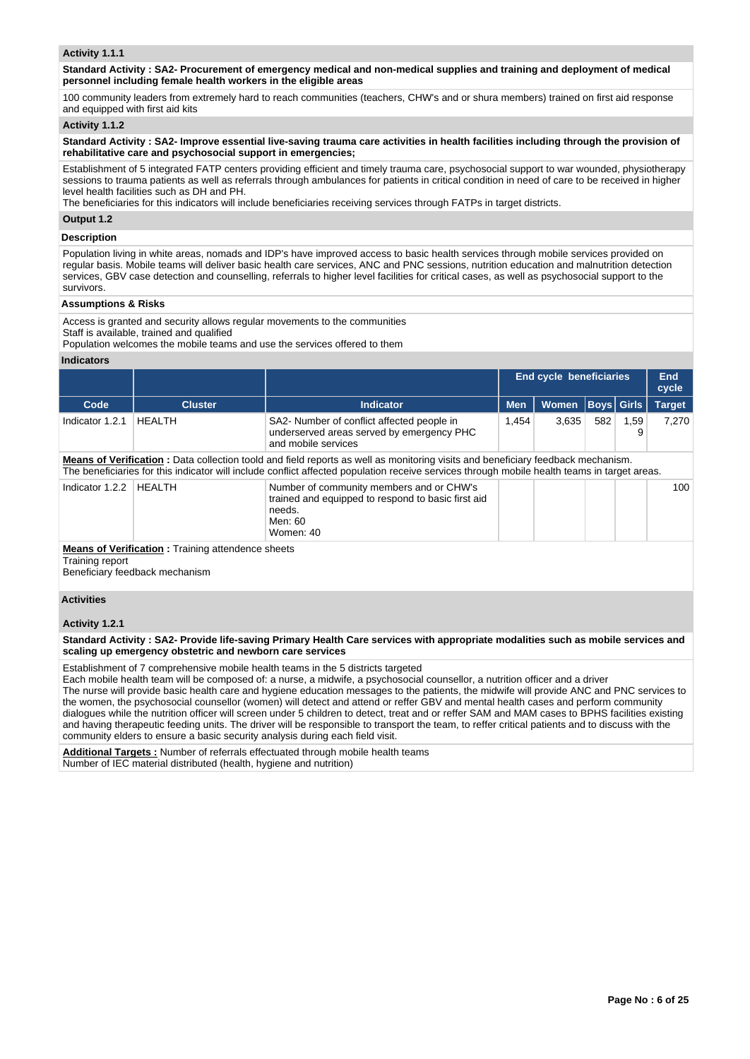### Activity 1.1.1

**Standard Activity : SA2- Procurement of emergency medical and non-medical supplies and training and deployment of medical personnel including female health workers in the eligible areas**

100 community leaders from extremely hard to reach communities (teachers, CHW's and or shura members) trained on first aid response and equipped with first aid kits

### Activity 1.1.2

**Standard Activity : SA2- Improve essential live-saving trauma care activities in health facilities including through the provision of rehabilitative care and psychosocial support in emergencies;**

Establishment of 5 integrated FATP centers providing efficient and timely trauma care, psychosocial support to war wounded, physiotherapy sessions to trauma patients as well as referrals through ambulances for patients in critical condition in need of care to be received in higher level health facilities such as DH and PH.
The beneficiaries for this indicators will include beneficiaries receiving services through FATPs in target districts.

### Output 1.2

**Description**

Population living in white areas, nomads and IDP's have improved access to basic health services through mobile services provided on regular basis. Mobile teams will deliver basic health care services, ANC and PNC sessions, nutrition education and malnutrition detection services, GBV case detection and counselling, referrals to higher level facilities for critical cases, as well as psychosocial support to the survivors.

**Assumptions & Risks**

Access is granted and security allows regular movements to the communities
Staff is available, trained and qualified
Population welcomes the mobile teams and use the services offered to them

**Indicators**

| | | | End cycle beneficiaries | | | | End cycle |
|---|---|---|---|---|---|---|---|
| Code | Cluster | Indicator | Men | Women | Boys | Girls | Target |
| Indicator 1.2.1 | HEALTH | SA2- Number of conflict affected people in underserved areas served by emergency PHC and mobile services | 1,454 | 3,635 | 582 | 1,599 | 7,270 |
| Indicator 1.2.2 | HEALTH | Number of community members and or CHW's trained and equipped to respond to basic first aid needs.<br>Men: 60<br>Women: 40 | | | | | 100 |

Indicator 1.2.1 – **Means of Verification :** Data collection toold and field reports as well as monitoring visits and beneficiary feedback mechanism.
The beneficiaries for this indicator will include conflict affected population receive services through mobile health teams in target areas.

Indicator 1.2.2 – **Means of Verification :** Training attendence sheets
Training report
Beneficiary feedback mechanism

**Activities**

### Activity 1.2.1

**Standard Activity : SA2- Provide life-saving Primary Health Care services with appropriate modalities such as mobile services and scaling up emergency obstetric and newborn care services**

Establishment of 7 comprehensive mobile health teams in the 5 districts targeted
Each mobile health team will be composed of: a nurse, a midwife, a psychosocial counsellor, a nutrition officer and a driver
The nurse will provide basic health care and hygiene education messages to the patients, the midwife will provide ANC and PNC services to the women, the psychosocial counsellor (women) will detect and attend or reffer GBV and mental health cases and perform community dialogues while the nutrition officer will screen under 5 children to detect, treat and or reffer SAM and MAM cases to BPHS facilities existing and having therapeutic feeding units. The driver will be responsible to transport the team, to reffer critical patients and to discuss with the community elders to ensure a basic security analysis during each field visit.

**Additional Targets :** Number of referrals effectuated through mobile health teams
Number of IEC material distributed (health, hygiene and nutrition)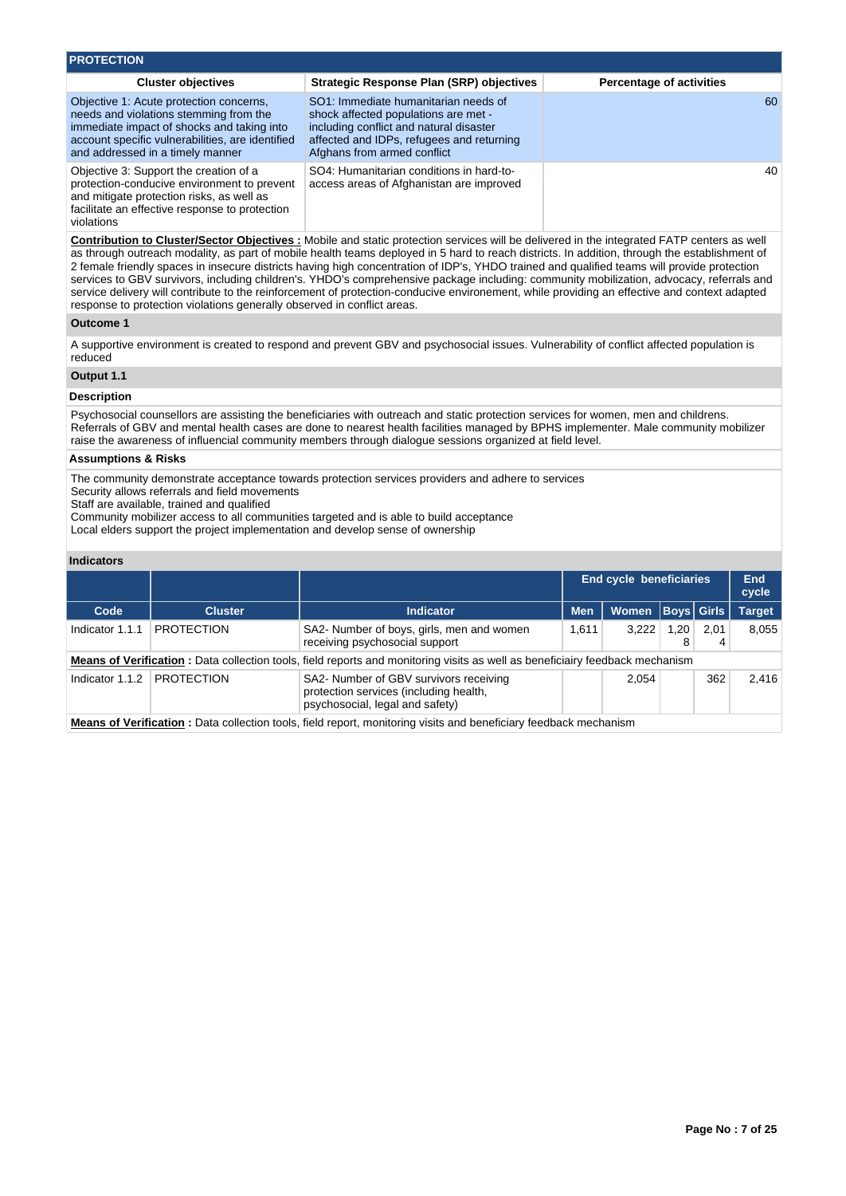## PROTECTION

| Cluster objectives | Strategic Response Plan (SRP) objectives | Percentage of activities |
|---|---|---|
| Objective 1: Acute protection concerns, needs and violations stemming from the immediate impact of shocks and taking into account specific vulnerabilities, are identified and addressed in a timely manner | SO1: Immediate humanitarian needs of shock affected populations are met - including conflict and natural disaster affected and IDPs, refugees and returning Afghans from armed conflict | 60 |
| Objective 3: Support the creation of a protection-conducive environment to prevent and mitigate protection risks, as well as facilitate an effective response to protection violations | SO4: Humanitarian conditions in hard-to-access areas of Afghanistan are improved | 40 |

**Contribution to Cluster/Sector Objectives :** Mobile and static protection services will be delivered in the integrated FATP centers as well as through outreach modality, as part of mobile health teams deployed in 5 hard to reach districts. In addition, through the establishment of 2 female friendly spaces in insecure districts having high concentration of IDP's, YHDO trained and qualified teams will provide protection services to GBV survivors, including children's. YHDO's comprehensive package including: community mobilization, advocacy, referrals and service delivery will contribute to the reinforcement of protection-conducive environement, while providing an effective and context adapted response to protection violations generally observed in conflict areas.

**Outcome 1**

A supportive environment is created to respond and prevent GBV and psychosocial issues. Vulnerability of conflict affected population is reduced

**Output 1.1**

**Description**

Psychosocial counsellors are assisting the beneficiaries with outreach and static protection services for women, men and childrens. Referrals of GBV and mental health cases are done to nearest health facilities managed by BPHS implementer. Male community mobilizer raise the awareness of influencial community members through dialogue sessions organized at field level.

**Assumptions & Risks**

The community demonstrate acceptance towards protection services providers and adhere to services
Security allows referrals and field movements
Staff are available, trained and qualified
Community mobilizer access to all communities targeted and is able to build acceptance
Local elders support the project implementation and develop sense of ownership

**Indicators**

| | | | End cycle beneficiaries | | | | End cycle |
|---|---|---|---|---|---|---|---|
| Code | Cluster | Indicator | Men | Women | Boys | Girls | Target |
| Indicator 1.1.1 | PROTECTION | SA2- Number of boys, girls, men and women receiving psychosocial support | 1,611 | 3,222 | 1,208 | 2,014 | 8,055 |
| **Means of Verification :** Data collection tools, field reports and monitoring visits as well as beneficiairy feedback mechanism | | | | | | | |
| Indicator 1.1.2 | PROTECTION | SA2- Number of GBV survivors receiving protection services (including health, psychosocial, legal and safety) | | 2,054 | | 362 | 2,416 |
| **Means of Verification :** Data collection tools, field report, monitoring visits and beneficiary feedback mechanism | | | | | | | |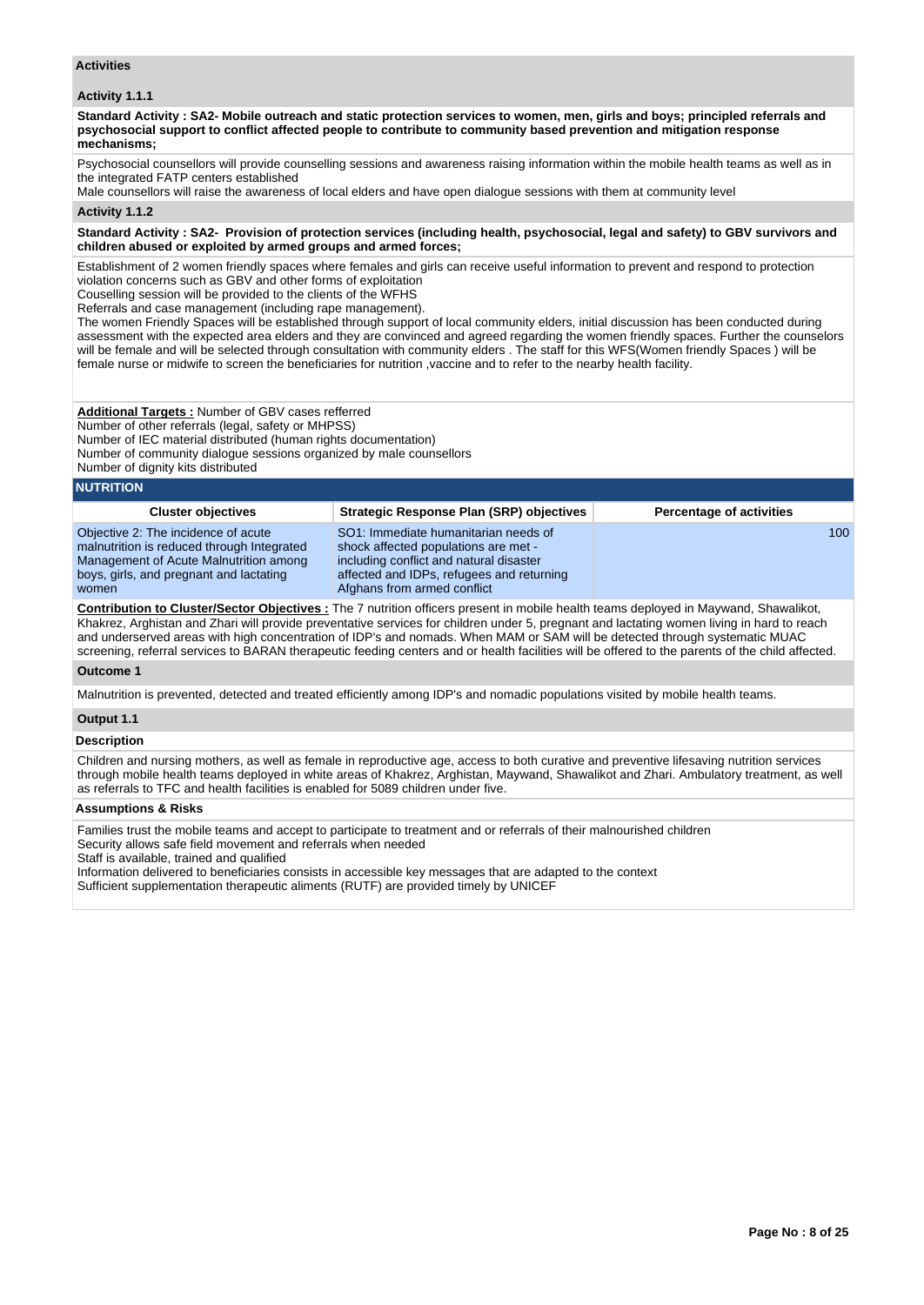**Activities**

**Activity 1.1.1**

**Standard Activity : SA2- Mobile outreach and static protection services to women, men, girls and boys; principled referrals and psychosocial support to conflict affected people to contribute to community based prevention and mitigation response mechanisms;**

Psychosocial counsellors will provide counselling sessions and awareness raising information within the mobile health teams as well as in the integrated FATP centers established
Male counsellors will raise the awareness of local elders and have open dialogue sessions with them at community level

**Activity 1.1.2**

**Standard Activity : SA2- Provision of protection services (including health, psychosocial, legal and safety) to GBV survivors and children abused or exploited by armed groups and armed forces;**

Establishment of 2 women friendly spaces where females and girls can receive useful information to prevent and respond to protection violation concerns such as GBV and other forms of exploitation
Couselling session will be provided to the clients of the WFHS
Referrals and case management (including rape management).
The women Friendly Spaces will be established through support of local community elders, initial discussion has been conducted during assessment with the expected area elders and they are convinced and agreed regarding the women friendly spaces. Further the counselors will be female and will be selected through consultation with community elders . The staff for this WFS(Women friendly Spaces ) will be female nurse or midwife to screen the beneficiaries for nutrition ,vaccine and to refer to the nearby health facility.

**Additional Targets :** Number of GBV cases refferred
Number of other referrals (legal, safety or MHPSS)
Number of IEC material distributed (human rights documentation)
Number of community dialogue sessions organized by male counsellors
Number of dignity kits distributed

## NUTRITION

| Cluster objectives | Strategic Response Plan (SRP) objectives | Percentage of activities |
|---|---|---|
| Objective 2: The incidence of acute malnutrition is reduced through Integrated Management of Acute Malnutrition among boys, girls, and pregnant and lactating women | SO1: Immediate humanitarian needs of shock affected populations are met - including conflict and natural disaster affected and IDPs, refugees and returning Afghans from armed conflict | 100 |

**Contribution to Cluster/Sector Objectives :** The 7 nutrition officers present in mobile health teams deployed in Maywand, Shawalikot, Khakrez, Arghistan and Zhari will provide preventative services for children under 5, pregnant and lactating women living in hard to reach and underserved areas with high concentration of IDP's and nomads. When MAM or SAM will be detected through systematic MUAC screening, referral services to BARAN therapeutic feeding centers and or health facilities will be offered to the parents of the child affected.

**Outcome 1**

Malnutrition is prevented, detected and treated efficiently among IDP's and nomadic populations visited by mobile health teams.

**Output 1.1**

**Description**

Children and nursing mothers, as well as female in reproductive age, access to both curative and preventive lifesaving nutrition services through mobile health teams deployed in white areas of Khakrez, Arghistan, Maywand, Shawalikot and Zhari. Ambulatory treatment, as well as referrals to TFC and health facilities is enabled for 5089 children under five.

**Assumptions & Risks**

Families trust the mobile teams and accept to participate to treatment and or referrals of their malnourished children
Security allows safe field movement and referrals when needed
Staff is available, trained and qualified
Information delivered to beneficiaries consists in accessible key messages that are adapted to the context
Sufficient supplementation therapeutic aliments (RUTF) are provided timely by UNICEF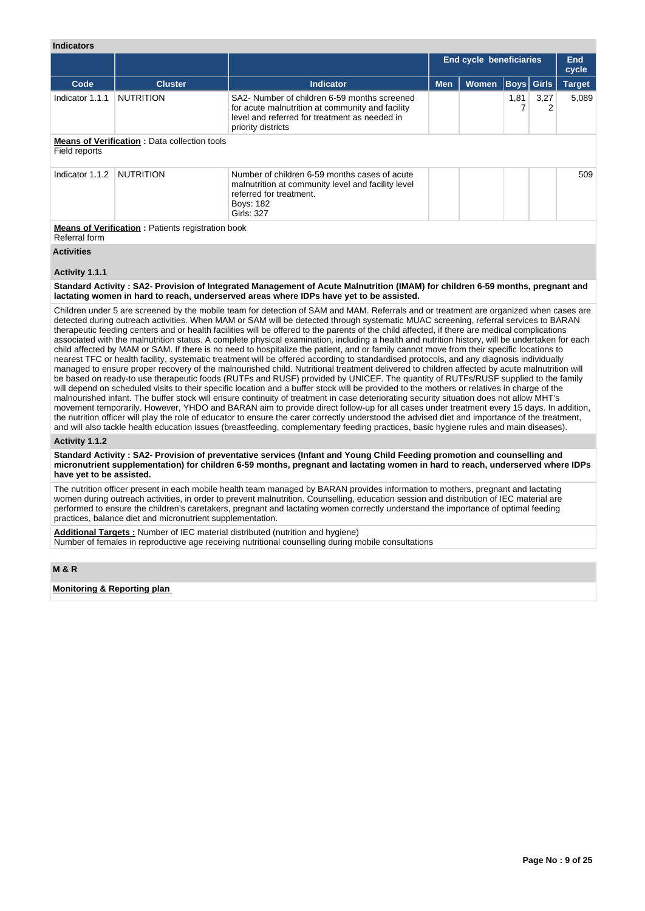**Indicators**

| | | | End cycle beneficiaries | | | | End cycle |
|---|---|---|---|---|---|---|---|
| **Code** | **Cluster** | **Indicator** | **Men** | **Women** | **Boys** | **Girls** | **Target** |
| Indicator 1.1.1 | NUTRITION | SA2- Number of children 6-59 months screened for acute malnutrition at community and facility level and referred for treatment as needed in priority districts | | | 1,817 | 3,272 | 5,089 |

**Means of Verification :** Data collection tools
Field reports

| | | | | | | | |
|---|---|---|---|---|---|---|---|
| Indicator 1.1.2 | NUTRITION | Number of children 6-59 months cases of acute malnutrition at community level and facility level referred for treatment.<br>Boys: 182<br>Girls: 327 | | | | | 509 |

**Means of Verification :** Patients registration book
Referral form

**Activities**

**Activity 1.1.1**

**Standard Activity : SA2- Provision of Integrated Management of Acute Malnutrition (IMAM) for children 6-59 months, pregnant and lactating women in hard to reach, underserved areas where IDPs have yet to be assisted.**

Children under 5 are screened by the mobile team for detection of SAM and MAM. Referrals and or treatment are organized when cases are detected during outreach activities. When MAM or SAM will be detected through systematic MUAC screening, referral services to BARAN therapeutic feeding centers and or health facilities will be offered to the parents of the child affected, if there are medical complications associated with the malnutrition status. A complete physical examination, including a health and nutrition history, will be undertaken for each child affected by MAM or SAM. If there is no need to hospitalize the patient, and or family cannot move from their specific locations to nearest TFC or health facility, systematic treatment will be offered according to standardised protocols, and any diagnosis individually managed to ensure proper recovery of the malnourished child. Nutritional treatment delivered to children affected by acute malnutrition will be based on ready-to use therapeutic foods (RUTFs and RUSF) provided by UNICEF. The quantity of RUTFs/RUSF supplied to the family will depend on scheduled visits to their specific location and a buffer stock will be provided to the mothers or relatives in charge of the malnourished infant. The buffer stock will ensure continuity of treatment in case deteriorating security situation does not allow MHT's movement temporarily. However, YHDO and BARAN aim to provide direct follow-up for all cases under treatment every 15 days. In addition, the nutrition officer will play the role of educator to ensure the carer correctly understood the advised diet and importance of the treatment, and will also tackle health education issues (breastfeeding, complementary feeding practices, basic hygiene rules and main diseases).

**Activity 1.1.2**

**Standard Activity : SA2- Provision of preventative services (Infant and Young Child Feeding promotion and counselling and micronutrient supplementation) for children 6-59 months, pregnant and lactating women in hard to reach, underserved where IDPs have yet to be assisted.**

The nutrition officer present in each mobile health team managed by BARAN provides information to mothers, pregnant and lactating women during outreach activities, in order to prevent malnutrition. Counselling, education session and distribution of IEC material are performed to ensure the children's caretakers, pregnant and lactating women correctly understand the importance of optimal feeding practices, balance diet and micronutrient supplementation.

**Additional Targets :** Number of IEC material distributed (nutrition and hygiene)
Number of females in reproductive age receiving nutritional counselling during mobile consultations

**M & R**

**Monitoring & Reporting plan**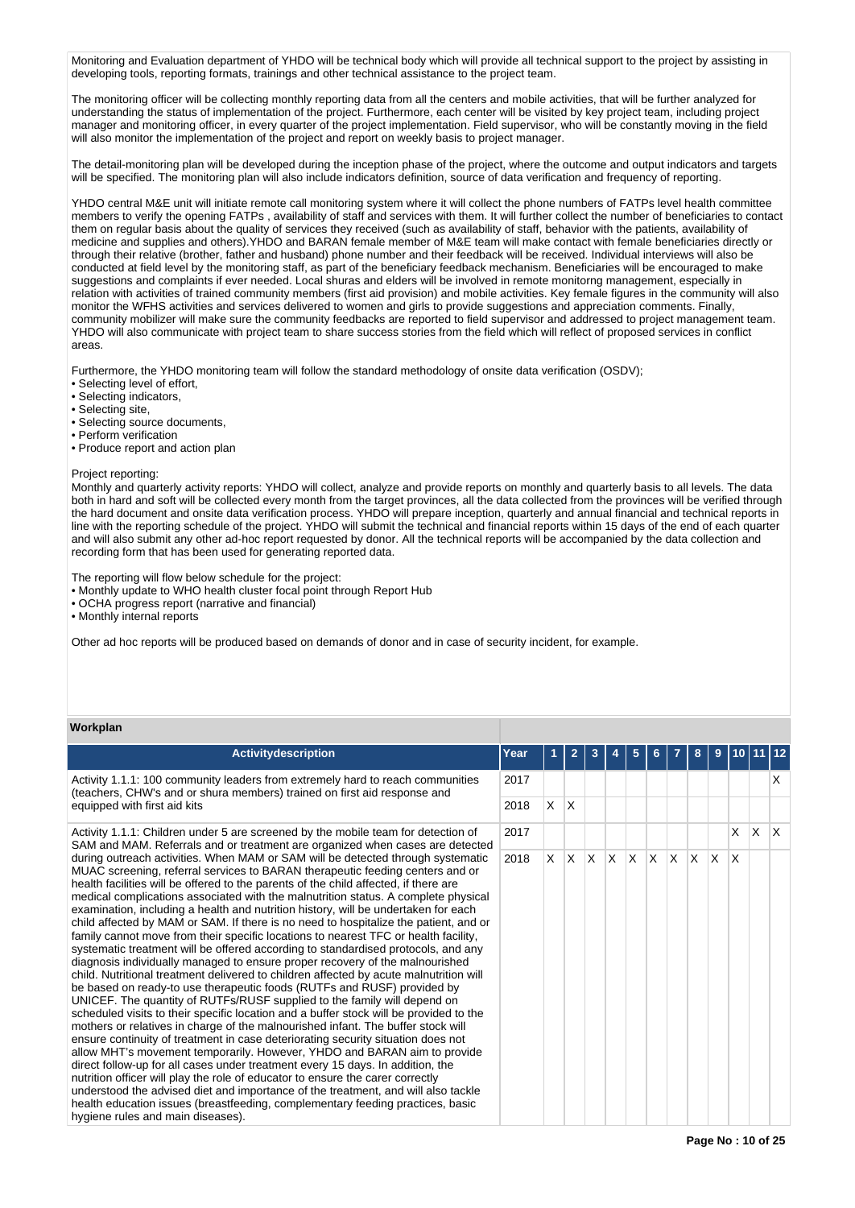Monitoring and Evaluation department of YHDO will be technical body which will provide all technical support to the project by assisting in developing tools, reporting formats, trainings and other technical assistance to the project team.

The monitoring officer will be collecting monthly reporting data from all the centers and mobile activities, that will be further analyzed for understanding the status of implementation of the project. Furthermore, each center will be visited by key project team, including project manager and monitoring officer, in every quarter of the project implementation. Field supervisor, who will be constantly moving in the field will also monitor the implementation of the project and report on weekly basis to project manager.

The detail-monitoring plan will be developed during the inception phase of the project, where the outcome and output indicators and targets will be specified. The monitoring plan will also include indicators definition, source of data verification and frequency of reporting.

YHDO central M&E unit will initiate remote call monitoring system where it will collect the phone numbers of FATPs level health committee members to verify the opening FATPs , availability of staff and services with them. It will further collect the number of beneficiaries to contact them on regular basis about the quality of services they received (such as availability of staff, behavior with the patients, availability of medicine and supplies and others).YHDO and BARAN female member of M&E team will make contact with female beneficiaries directly or through their relative (brother, father and husband) phone number and their feedback will be received. Individual interviews will also be conducted at field level by the monitoring staff, as part of the beneficiary feedback mechanism. Beneficiaries will be encouraged to make suggestions and complaints if ever needed. Local shuras and elders will be involved in remote monitorng management, especially in relation with activities of trained community members (first aid provision) and mobile activities. Key female figures in the community will also monitor the WFHS activities and services delivered to women and girls to provide suggestions and appreciation comments. Finally, community mobilizer will make sure the community feedbacks are reported to field supervisor and addressed to project management team. YHDO will also communicate with project team to share success stories from the field which will reflect of proposed services in conflict areas.

Furthermore, the YHDO monitoring team will follow the standard methodology of onsite data verification (OSDV);
• Selecting level of effort,
• Selecting indicators,
• Selecting site,
• Selecting source documents,
• Perform verification
• Produce report and action plan

Project reporting:
Monthly and quarterly activity reports: YHDO will collect, analyze and provide reports on monthly and quarterly basis to all levels. The data both in hard and soft will be collected every month from the target provinces, all the data collected from the provinces will be verified through the hard document and onsite data verification process. YHDO will prepare inception, quarterly and annual financial and technical reports in line with the reporting schedule of the project. YHDO will submit the technical and financial reports within 15 days of the end of each quarter and will also submit any other ad-hoc report requested by donor. All the technical reports will be accompanied by the data collection and recording form that has been used for generating reported data.

The reporting will flow below schedule for the project:
• Monthly update to WHO health cluster focal point through Report Hub
• OCHA progress report (narrative and financial)
• Monthly internal reports

Other ad hoc reports will be produced based on demands of donor and in case of security incident, for example.

**Workplan**

| Activitydescription | Year | 1 | 2 | 3 | 4 | 5 | 6 | 7 | 8 | 9 | 10 | 11 | 12 |
|---|---|---|---|---|---|---|---|---|---|---|---|---|---|
| Activity 1.1.1: 100 community leaders from extremely hard to reach communities (teachers, CHW's or shura members) trained on first aid response and equipped with first aid kits | 2017 | | | | | | | | | | | | X |
| | 2018 | X | X | | | | | | | | | | |
| Activity 1.1.1: Children under 5 are screened by the mobile team for detection of SAM and MAM. Referrals and or treatment are organized when cases are detected during outreach activities. When MAM or SAM will be detected through systematic MUAC screening, referral services to BARAN therapeutic feeding centers and or health facilities will be offered to the parents of the child affected, if there are medical complications associated with the malnutrition status. A complete physical examination, including a health and nutrition history, will be undertaken for each child affected by MAM or SAM. If there is no need to hospitalize the patient, and or family cannot move from their specific locations to nearest TFC or health facility, systematic treatment will be offered according to standardised protocols, and any diagnosis individually managed to ensure proper recovery of the malnourished child. Nutritional treatment delivered to children affected by acute malnutrition will be based on ready-to use therapeutic foods (RUTFs and RUSF) provided by UNICEF. The quantity of RUTFs/RUSF supplied to the family will depend on scheduled visits to their specific location and a buffer stock will be provided to the mothers or relatives in charge of the malnourished infant. The buffer stock will ensure continuity of treatment in case deteriorating security situation does not allow MHT's movement temporarily. However, YHDO and BARAN aim to provide direct follow-up for all cases under treatment every 15 days. In addition, the nutrition officer will play the role of educator to ensure the carer correctly understood the advised diet and importance of the treatment, and will also tackle health education issues (breastfeeding, complementary feeding practices, basic hygiene rules and main diseases). | 2017 | | | | | | | | | | X | X | X |
| | 2018 | X | X | X | X | X | X | X | X | X | X | | |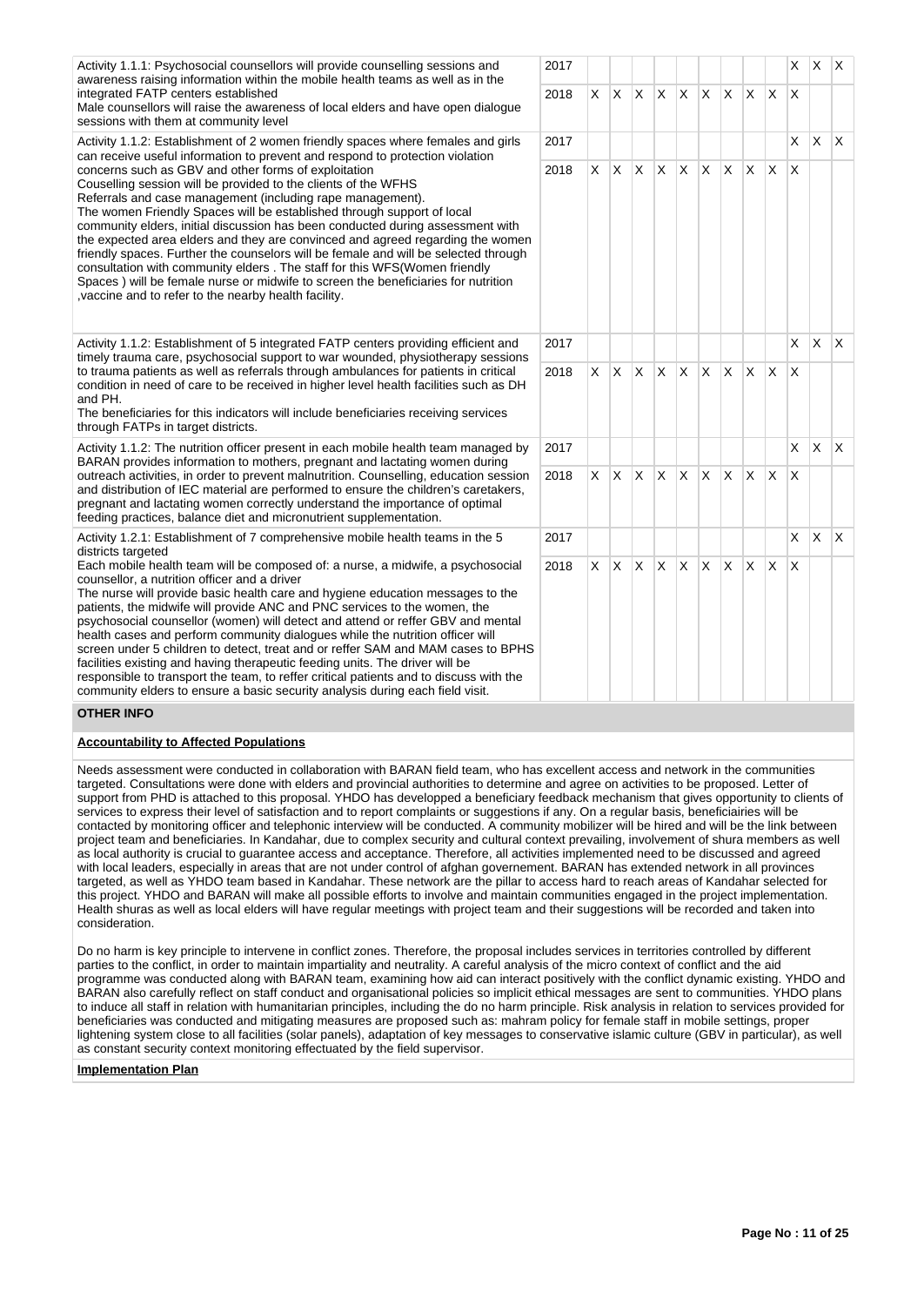| Activity | Year | 1 | 2 | 3 | 4 | 5 | 6 | 7 | 8 | 9 | 10 | 11 | 12 |
|---|---|---|---|---|---|---|---|---|---|---|---|---|---|
| Activity 1.1.1: Psychosocial counsellors will provide counselling sessions and awareness raising information within the mobile health teams as well as in the integrated FATP centers established<br>Male counsellors will raise the awareness of local elders and have open dialogue sessions with them at community level | 2017 | | | | | | | | | | X | X | X |
| | 2018 | X | X | X | X | X | X | X | X | X | X | | |
| Activity 1.1.2: Establishment of 2 women friendly spaces where females and girls can receive useful information to prevent and respond to protection violation concerns such as GBV and other forms of exploitation<br>Couselling session will be provided to the clients of the WFHS<br>Referrals and case management (including rape management).<br>The women Friendly Spaces will be established through support of local community elders, initial discussion has been conducted during assessment with the expected area elders and they are convinced and agreed regarding the women friendly spaces. Further the counselors will be female and will be selected through consultation with community elders . The staff for this WFS(Women friendly Spaces ) will be female nurse or midwife to screen the beneficiaries for nutrition ,vaccine and to refer to the nearby health facility. | 2017 | | | | | | | | | | X | X | X |
| | 2018 | X | X | X | X | X | X | X | X | X | X | | |
| Activity 1.1.2: Establishment of 5 integrated FATP centers providing efficient and timely trauma care, psychosocial support to war wounded, physiotherapy sessions to trauma patients as well as referrals through ambulances for patients in critical condition in need of care to be received in higher level health facilities such as DH and PH.<br>The beneficiaries for this indicators will include beneficiaries receiving services through FATPs in target districts. | 2017 | | | | | | | | | | X | X | X |
| | 2018 | X | X | X | X | X | X | X | X | X | X | | |
| Activity 1.1.2: The nutrition officer present in each mobile health team managed by BARAN provides information to mothers, pregnant and lactating women during outreach activities, in order to prevent malnutrition. Counselling, education session and distribution of IEC material are performed to ensure the children's caretakers, pregnant and lactating women correctly understand the importance of optimal feeding practices, balance diet and micronutrient supplementation. | 2017 | | | | | | | | | | X | X | X |
| | 2018 | X | X | X | X | X | X | X | X | X | X | | |
| Activity 1.2.1: Establishment of 7 comprehensive mobile health teams in the 5 districts targeted<br>Each mobile health team will be composed of: a nurse, a midwife, a psychosocial counsellor, a nutrition officer and a driver<br>The nurse will provide basic health care and hygiene education messages to the patients, the midwife will provide ANC and PNC services to the women, the psychosocial counsellor (women) will detect and attend or reffer GBV and mental health cases and perform community dialogues while the nutrition officer will screen under 5 children to detect, treat and or reffer SAM and MAM cases to BPHS facilities existing and having therapeutic feeding units. The driver will be responsible to transport the team, to reffer critical patients and to discuss with the community elders to ensure a basic security analysis during each field visit. | 2017 | | | | | | | | | | X | X | X |
| | 2018 | X | X | X | X | X | X | X | X | X | X | | |

## OTHER INFO

**Accountability to Affected Populations**

Needs assessment were conducted in collaboration with BARAN field team, who has excellent access and network in the communities targeted. Consultations were done with elders and provincial authorities to determine and agree on activities to be proposed. Letter of support from PHD is attached to this proposal. YHDO has developped a beneficiary feedback mechanism that gives opportunity to clients of services to express their level of satisfaction and to report complaints or suggestions if any. On a regular basis, beneficiairies will be contacted by monitoring officer and telephonic interview will be conducted. A community mobilizer will be hired and will be the link between project team and beneficiaries. In Kandahar, due to complex security and cultural context prevailing, involvement of shura members as well as local authority is crucial to guarantee access and acceptance. Therefore, all activities implemented need to be discussed and agreed with local leaders, especially in areas that are not under control of afghan governement. BARAN has extended network in all provinces targeted, as well as YHDO team based in Kandahar. These network are the pillar to access hard to reach areas of Kandahar selected for this project. YHDO and BARAN will make all possible efforts to involve and maintain communities engaged in the project implementation. Health shuras as well as local elders will have regular meetings with project team and their suggestions will be recorded and taken into consideration.

Do no harm is key principle to intervene in conflict zones. Therefore, the proposal includes services in territories controlled by different parties to the conflict, in order to maintain impartiality and neutrality. A careful analysis of the micro context of conflict and the aid programme was conducted along with BARAN team, examining how aid can interact positively with the conflict dynamic existing. YHDO and BARAN also carefully reflect on staff conduct and organisational policies so implicit ethical messages are sent to communities. YHDO plans to induce all staff in relation with humanitarian principles, including the do no harm principle. Risk analysis in relation to services provided for beneficiaries was conducted and mitigating measures are proposed such as: mahram policy for female staff in mobile settings, proper lightening system close to all facilities (solar panels), adaptation of key messages to conservative islamic culture (GBV in particular), as well as constant security context monitoring effectuated by the field supervisor.

**Implementation Plan**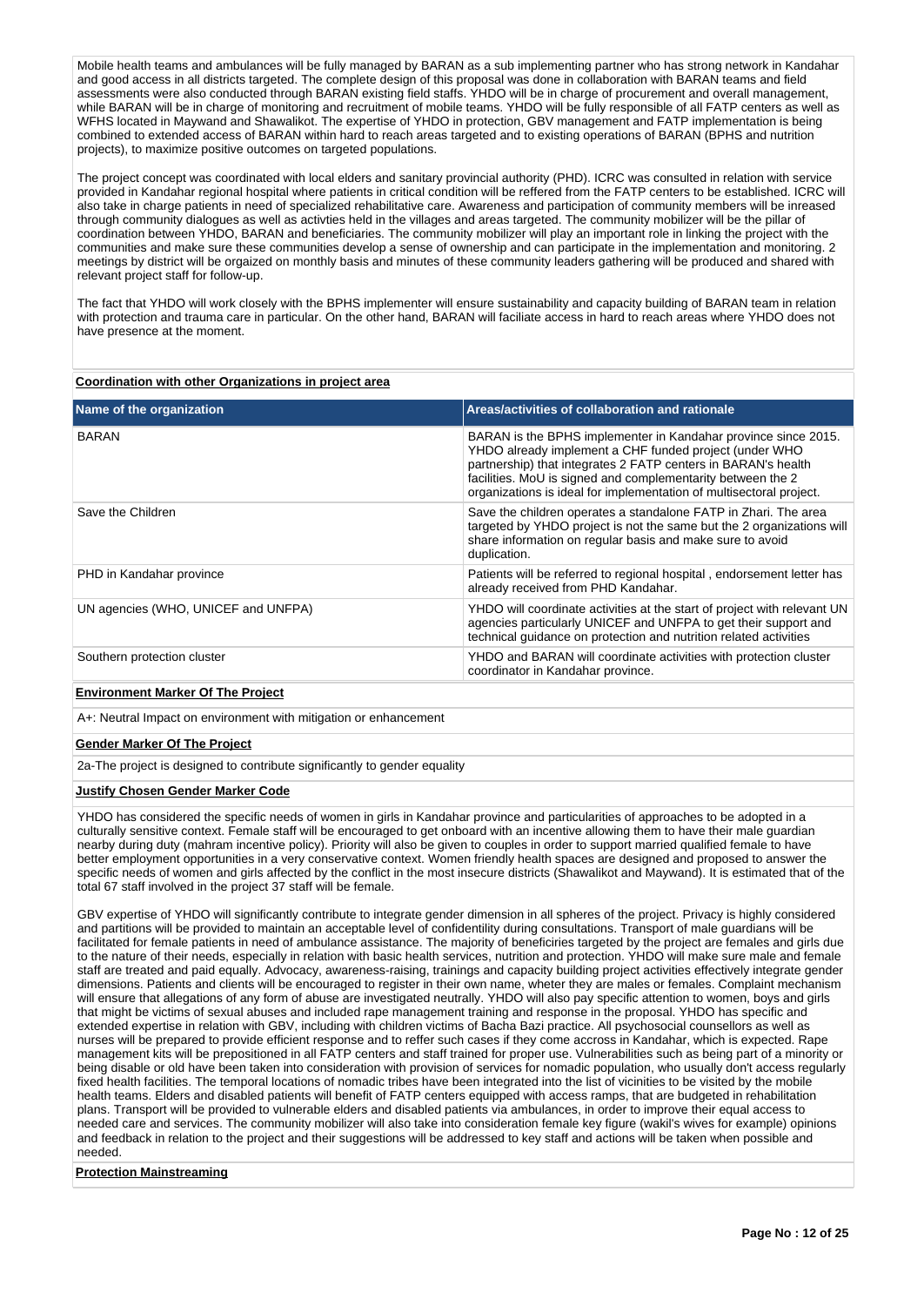Mobile health teams and ambulances will be fully managed by BARAN as a sub implementing partner who has strong network in Kandahar and good access in all districts targeted. The complete design of this proposal was done in collaboration with BARAN teams and field assessments were also conducted through BARAN existing field staffs. YHDO will be in charge of procurement and overall management, while BARAN will be in charge of monitoring and recruitment of mobile teams. YHDO will be fully responsible of all FATP centers as well as WFHS located in Maywand and Shawalikot. The expertise of YHDO in protection, GBV management and FATP implementation is being combined to extended access of BARAN within hard to reach areas targeted and to existing operations of BARAN (BPHS and nutrition projects), to maximize positive outcomes on targeted populations.

The project concept was coordinated with local elders and sanitary provincial authority (PHD). ICRC was consulted in relation with service provided in Kandahar regional hospital where patients in critical condition will be reffered from the FATP centers to be established. ICRC will also take in charge patients in need of specialized rehabilitative care. Awareness and participation of community members will be inreased through community dialogues as well as activties held in the villages and areas targeted. The community mobilizer will be the pillar of coordination between YHDO, BARAN and beneficiaries. The community mobilizer will play an important role in linking the project with the communities and make sure these communities develop a sense of ownership and can participate in the implementation and monitoring. 2 meetings by district will be orgaized on monthly basis and minutes of these community leaders gathering will be produced and shared with relevant project staff for follow-up.

The fact that YHDO will work closely with the BPHS implementer will ensure sustainability and capacity building of BARAN team in relation with protection and trauma care in particular. On the other hand, BARAN will faciliate access in hard to reach areas where YHDO does not have presence at the moment.

**Coordination with other Organizations in project area**

| Name of the organization | Areas/activities of collaboration and rationale |
|---|---|
| BARAN | BARAN is the BPHS implementer in Kandahar province since 2015. YHDO already implement a CHF funded project (under WHO partnership) that integrates 2 FATP centers in BARAN's health facilities. MoU is signed and complementarity between the 2 organizations is ideal for implementation of multisectoral project. |
| Save the Children | Save the children operates a standalone FATP in Zhari. The area targeted by YHDO project is not the same but the 2 organizations will share information on regular basis and make sure to avoid duplication. |
| PHD in Kandahar province | Patients will be referred to regional hospital , endorsement letter has already received from PHD Kandahar. |
| UN agencies (WHO, UNICEF and UNFPA) | YHDO will coordinate activities at the start of project with relevant UN agencies particularly UNICEF and UNFPA to get their support and technical guidance on protection and nutrition related activities |
| Southern protection cluster | YHDO and BARAN will coordinate activities with protection cluster coordinator in Kandahar province. |

**Environment Marker Of The Project**

A+: Neutral Impact on environment with mitigation or enhancement

**Gender Marker Of The Project**

2a-The project is designed to contribute significantly to gender equality

**Justify Chosen Gender Marker Code**

YHDO has considered the specific needs of women in girls in Kandahar province and particularities of approaches to be adopted in a culturally sensitive context. Female staff will be encouraged to get onboard with an incentive allowing them to have their male guardian nearby during duty (mahram incentive policy). Priority will also be given to couples in order to support married qualified female to have better employment opportunities in a very conservative context. Women friendly health spaces are designed and proposed to answer the specific needs of women and girls affected by the conflict in the most insecure districts (Shawalikot and Maywand). It is estimated that of the total 67 staff involved in the project 37 staff will be female.

GBV expertise of YHDO will significantly contribute to integrate gender dimension in all spheres of the project. Privacy is highly considered and partitions will be provided to maintain an acceptable level of confidentiality during consultations. Transport of male guardians will be facilitated for female patients in need of ambulance assistance. The majority of beneficiries targeted by the project are females and girls due to the nature of their needs, especially in relation with basic health services, nutrition and protection. YHDO will make sure male and female staff are treated and paid equally. Advocacy, awareness-raising, trainings and capacity building project activities effectively integrate gender dimensions. Patients and clients will be encouraged to register in their own name, wheter they are males or females. Complaint mechanism will ensure that allegations of any form of abuse are investigated neutrally. YHDO will also pay specific attention to women, boys and girls that might be victims of sexual abuses and included rape management training and response in the proposal. YHDO has specific and extended expertise in relation with GBV, including with children victims of Bacha Bazi practice. All psychosocial counsellors as well as nurses will be prepared to provide efficient response and to reffer such cases if they come accross in Kandahar, which is expected. Rape management kits will be prepositioned in all FATP centers and staff trained for proper use. Vulnerabilities such as being part of a minority or being disable or old have been taken into consideration with provision of services for nomadic population, who usually don't access regularly fixed health facilities. The temporal locations of nomadic tribes have been integrated into the list of vicinities to be visited by the mobile health teams. Elders and disabled patients will benefit of FATP centers equipped with access ramps, that are budgeted in rehabilitation plans. Transport will be provided to vulnerable elders and disabled patients via ambulances, in order to improve their equal access to needed care and services. The community mobilizer will also take into consideration female key figure (wakil's wives for example) opinions and feedback in relation to the project and their suggestions will be addressed to key staff and actions will be taken when possible and needed.

**Protection Mainstreaming**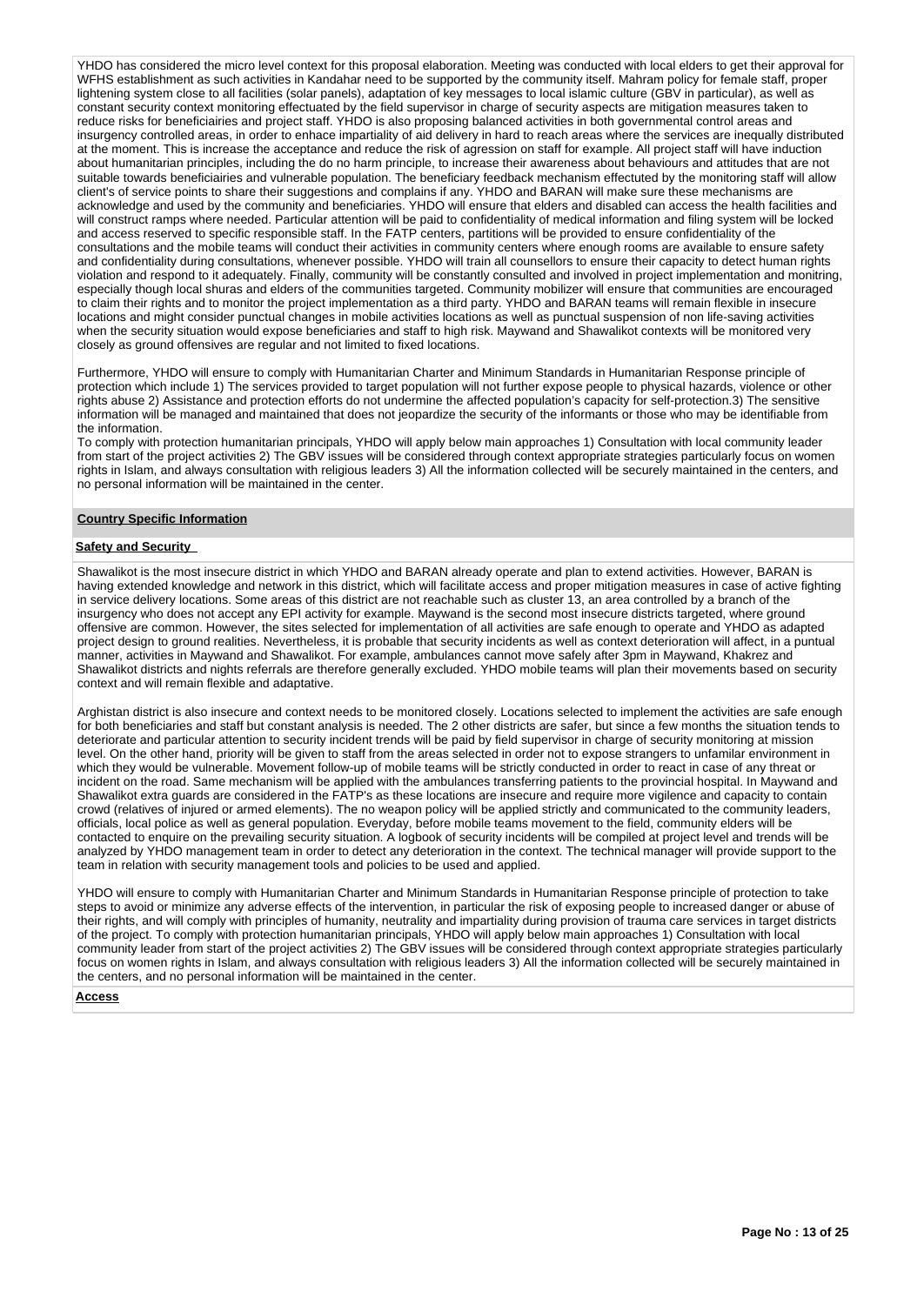YHDO has considered the micro level context for this proposal elaboration. Meeting was conducted with local elders to get their approval for WFHS establishment as such activities in Kandahar need to be supported by the community itself. Mahram policy for female staff, proper lightening system close to all facilities (solar panels), adaptation of key messages to local islamic culture (GBV in particular), as well as constant security context monitoring effectuated by the field supervisor in charge of security aspects are mitigation measures taken to reduce risks for beneficiairies and project staff. YHDO is also proposing balanced activities in both governmental control areas and insurgency controlled areas, in order to enhace impartiality of aid delivery in hard to reach areas where the services are inequally distributed at the moment. This is increase the acceptance and reduce the risk of agression on staff for example. All project staff will have induction about humanitarian principles, including the do no harm principle, to increase their awareness about behaviours and attitudes that are not suitable towards beneficiairies and vulnerable population. The beneficiary feedback mechanism effectuted by the monitoring staff will allow client's of service points to share their suggestions and complains if any. YHDO and BARAN will make sure these mechanisms are acknowledge and used by the community and beneficiaries. YHDO will ensure that elders and disabled can access the health facilities and will construct ramps where needed. Particular attention will be paid to confidentiality of medical information and filing system will be locked and access reserved to specific responsible staff. In the FATP centers, partitions will be provided to ensure confidentiality of the consultations and the mobile teams will conduct their activities in community centers where enough rooms are available to ensure safety and confidentiality during consultations, whenever possible. YHDO will train all counsellors to ensure their capacity to detect human rights violation and respond to it adequately. Finally, community will be constantly consulted and involved in project implementation and monitring, especially though local shuras and elders of the communities targeted. Community mobilizer will ensure that communities are encouraged to claim their rights and to monitor the project implementation as a third party. YHDO and BARAN teams will remain flexible in insecure locations and might consider punctual changes in mobile activities locations as well as punctual suspension of non life-saving activities when the security situation would expose beneficiaries and staff to high risk. Maywand and Shawalikot contexts will be monitored very closely as ground offensives are regular and not limited to fixed locations.

Furthermore, YHDO will ensure to comply with Humanitarian Charter and Minimum Standards in Humanitarian Response principle of protection which include 1) The services provided to target population will not further expose people to physical hazards, violence or other rights abuse 2) Assistance and protection efforts do not undermine the affected population's capacity for self-protection.3) The sensitive information will be managed and maintained that does not jeopardize the security of the informants or those who may be identifiable from the information.
To comply with protection humanitarian principals, YHDO will apply below main approaches 1) Consultation with local community leader from start of the project activities 2) The GBV issues will be considered through context appropriate strategies particularly focus on women rights in Islam, and always consultation with religious leaders 3) All the information collected will be securely maintained in the centers, and no personal information will be maintained in the center.

## Country Specific Information

### Safety and Security

Shawalikot is the most insecure district in which YHDO and BARAN already operate and plan to extend activities. However, BARAN is having extended knowledge and network in this district, which will facilitate access and proper mitigation measures in case of active fighting in service delivery locations. Some areas of this district are not reachable such as cluster 13, an area controlled by a branch of the insurgency who does not accept any EPI activity for example. Maywand is the second most insecure districts targeted, where ground offensive are common. However, the sites selected for implementation of all activities are safe enough to operate and YHDO as adapted project design to ground realities. Nevertheless, it is probable that security incidents as well as context deterioration will affect, in a puntual manner, activities in Maywand and Shawalikot. For example, ambulances cannot move safely after 3pm in Maywand, Khakrez and Shawalikot districts and nights referrals are therefore generally excluded. YHDO mobile teams will plan their movements based on security context and will remain flexible and adaptative.

Arghistan district is also insecure and context needs to be monitored closely. Locations selected to implement the activities are safe enough for both beneficiaries and staff but constant analysis is needed. The 2 other districts are safer, but since a few months the situation tends to deteriorate and particular attention to security incident trends will be paid by field supervisor in charge of security monitoring at mission level. On the other hand, priority will be given to staff from the areas selected in order not to expose strangers to unfamilar environment in which they would be vulnerable. Movement follow-up of mobile teams will be strictly conducted in order to react in case of any threat or incident on the road. Same mechanism will be applied with the ambulances transferring patients to the provincial hospital. In Maywand and Shawalikot extra guards are considered in the FATP's as these locations are insecure and require more vigilence and capacity to contain crowd (relatives of injured or armed elements). The no weapon policy will be applied strictly and communicated to the community leaders, officials, local police as well as general population. Everyday, before mobile teams movement to the field, community elders will be contacted to enquire on the prevailing security situation. A logbook of security incidents will be compiled at project level and trends will be analyzed by YHDO management team in order to detect any deterioration in the context. The technical manager will provide support to the team in relation with security management tools and policies to be used and applied.

YHDO will ensure to comply with Humanitarian Charter and Minimum Standards in Humanitarian Response principle of protection to take steps to avoid or minimize any adverse effects of the intervention, in particular the risk of exposing people to increased danger or abuse of their rights, and will comply with principles of humanity, neutrality and impartiality during provision of trauma care services in target districts of the project. To comply with protection humanitarian principals, YHDO will apply below main approaches 1) Consultation with local community leader from start of the project activities 2) The GBV issues will be considered through context appropriate strategies particularly focus on women rights in Islam, and always consultation with religious leaders 3) All the information collected will be securely maintained in the centers, and no personal information will be maintained in the center.

### Access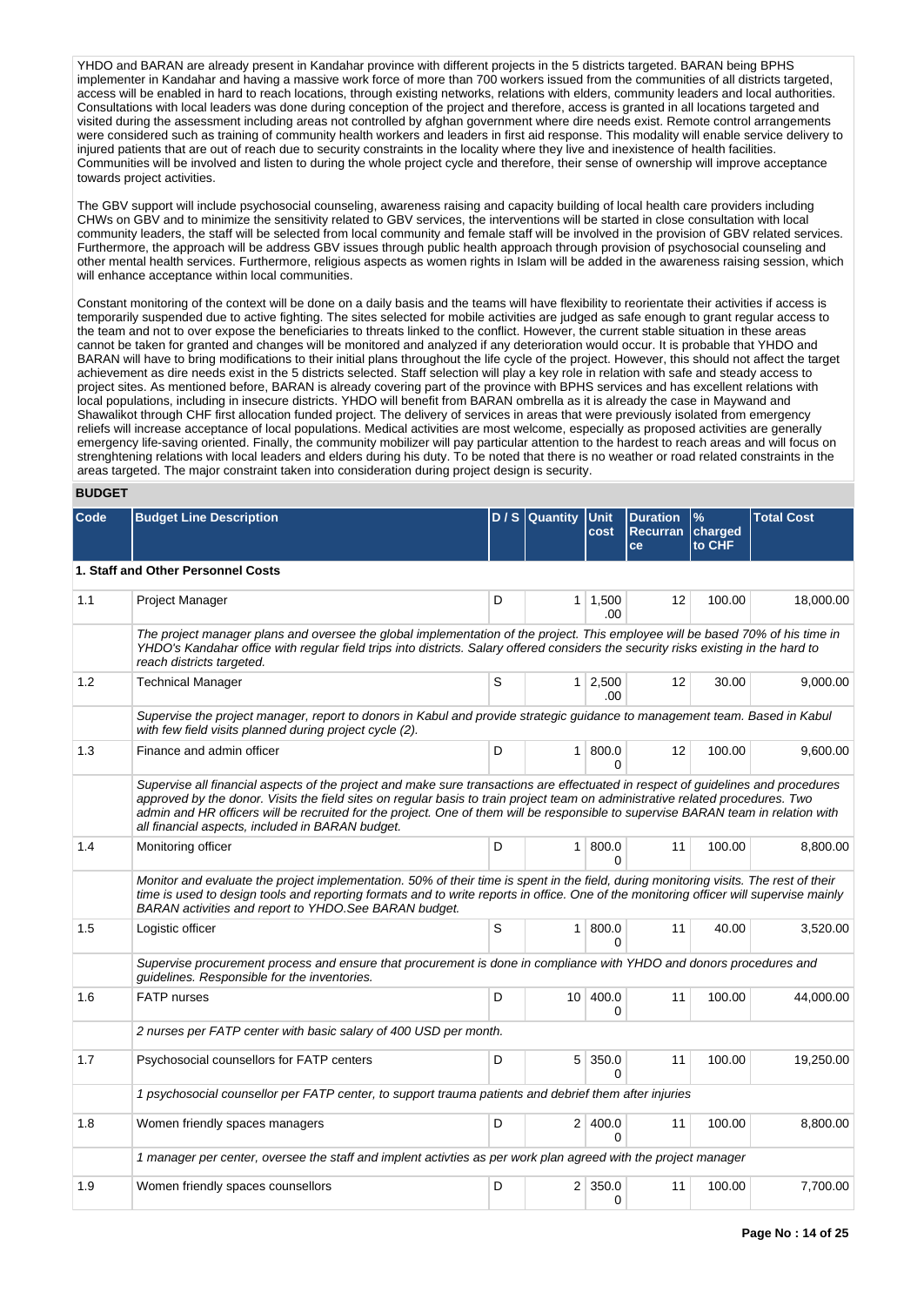YHDO and BARAN are already present in Kandahar province with different projects in the 5 districts targeted. BARAN being BPHS implementer in Kandahar and having a massive work force of more than 700 workers issued from the communities of all districts targeted, access will be enabled in hard to reach locations, through existing networks, relations with elders, community leaders and local authorities. Consultations with local leaders was done during conception of the project and therefore, access is granted in all locations targeted and visited during the assessment including areas not controlled by afghan government where dire needs exist. Remote control arrangements were considered such as training of community health workers and leaders in first aid response. This modality will enable service delivery to injured patients that are out of reach due to security constraints in the locality where they live and inexistence of health facilities. Communities will be involved and listen to during the whole project cycle and therefore, their sense of ownership will improve acceptance towards project activities.

The GBV support will include psychosocial counseling, awareness raising and capacity building of local health care providers including CHWs on GBV and to minimize the sensitivity related to GBV services, the interventions will be started in close consultation with local community leaders, the staff will be selected from local community and female staff will be involved in the provision of GBV related services. Furthermore, the approach will be address GBV issues through public health approach through provision of psychosocial counseling and other mental health services. Furthermore, religious aspects as women rights in Islam will be added in the awareness raising session, which will enhance acceptance within local communities.

Constant monitoring of the context will be done on a daily basis and the teams will have flexibility to reorientate their activities if access is temporarily suspended due to active fighting. The sites selected for mobile activities are judged as safe enough to grant regular access to the team and not to over expose the beneficiaries to threats linked to the conflict. However, the current stable situation in these areas cannot be taken for granted and changes will be monitored and analyzed if any deterioration would occur. It is probable that YHDO and BARAN will have to bring modifications to their initial plans throughout the life cycle of the project. However, this should not affect the target achievement as dire needs exist in the 5 districts selected. Staff selection will play a key role in relation with safe and steady access to project sites. As mentioned before, BARAN is already covering part of the province with BPHS services and has excellent relations with local populations, including in insecure districts. YHDO will benefit from BARAN ombrella as it is already the case in Maywand and Shawalikot through CHF first allocation funded project. The delivery of services in areas that were previously isolated from emergency reliefs will increase acceptance of local populations. Medical activities are most welcome, especially as proposed activities are generally emergency life-saving oriented. Finally, the community mobilizer will pay particular attention to the hardest to reach areas and will focus on strenghtening relations with local leaders and elders during his duty. To be noted that there is no weather or road related constraints in the areas targeted. The major constraint taken into consideration during project design is security.

## BUDGET

| Code | Budget Line Description | D / S | Quantity | Unit cost | Duration Recurrance | % charged to CHF | Total Cost |
|---|---|---|---|---|---|---|---|
| **1. Staff and Other Personnel Costs** | | | | | | | |
| 1.1 | Project Manager | D | 1 | 1,500.00 | 12 | 100.00 | 18,000.00 |
| | *The project manager plans and oversee the global implementation of the project. This employee will be based 70% of his time in YHDO's Kandahar office with regular field trips into districts. Salary offered considers the security risks existing in the hard to reach districts targeted.* | | | | | | |
| 1.2 | Technical Manager | S | 1 | 2,500.00 | 12 | 30.00 | 9,000.00 |
| | *Supervise the project manager, report to donors in Kabul and provide strategic guidance to management team. Based in Kabul with few field visits planned during project cycle (2).* | | | | | | |
| 1.3 | Finance and admin officer | D | 1 | 800.00 | 12 | 100.00 | 9,600.00 |
| | *Supervise all financial aspects of the project and make sure transactions are effectuated in respect of guidelines and procedures approved by the donor. Visits the field sites on regular basis to train project team on administrative related procedures. Two admin and HR officers will be recruited for the project. One of them will be responsible to supervise BARAN team in relation with all financial aspects, included in BARAN budget.* | | | | | | |
| 1.4 | Monitoring officer | D | 1 | 800.00 | 11 | 100.00 | 8,800.00 |
| | *Monitor and evaluate the project implementation. 50% of their time is spent in the field, during monitoring visits. The rest of their time is used to design tools and reporting formats and to write reports in office. One of the monitoring officer will supervise mainly BARAN activities and report to YHDO.See BARAN budget.* | | | | | | |
| 1.5 | Logistic officer | S | 1 | 800.00 | 11 | 40.00 | 3,520.00 |
| | *Supervise procurement process and ensure that procurement is done in compliance with YHDO and donors procedures and guidelines. Responsible for the inventories.* | | | | | | |
| 1.6 | FATP nurses | D | 10 | 400.00 | 11 | 100.00 | 44,000.00 |
| | *2 nurses per FATP center with basic salary of 400 USD per month.* | | | | | | |
| 1.7 | Psychosocial counsellors for FATP centers | D | 5 | 350.00 | 11 | 100.00 | 19,250.00 |
| | *1 psychosocial counsellor per FATP center, to support trauma patients and debrief them after injuries* | | | | | | |
| 1.8 | Women friendly spaces managers | D | 2 | 400.00 | 11 | 100.00 | 8,800.00 |
| | *1 manager per center, oversee the staff and implent activties as per work plan agreed with the project manager* | | | | | | |
| 1.9 | Women friendly spaces counsellors | D | 2 | 350.00 | 11 | 100.00 | 7,700.00 |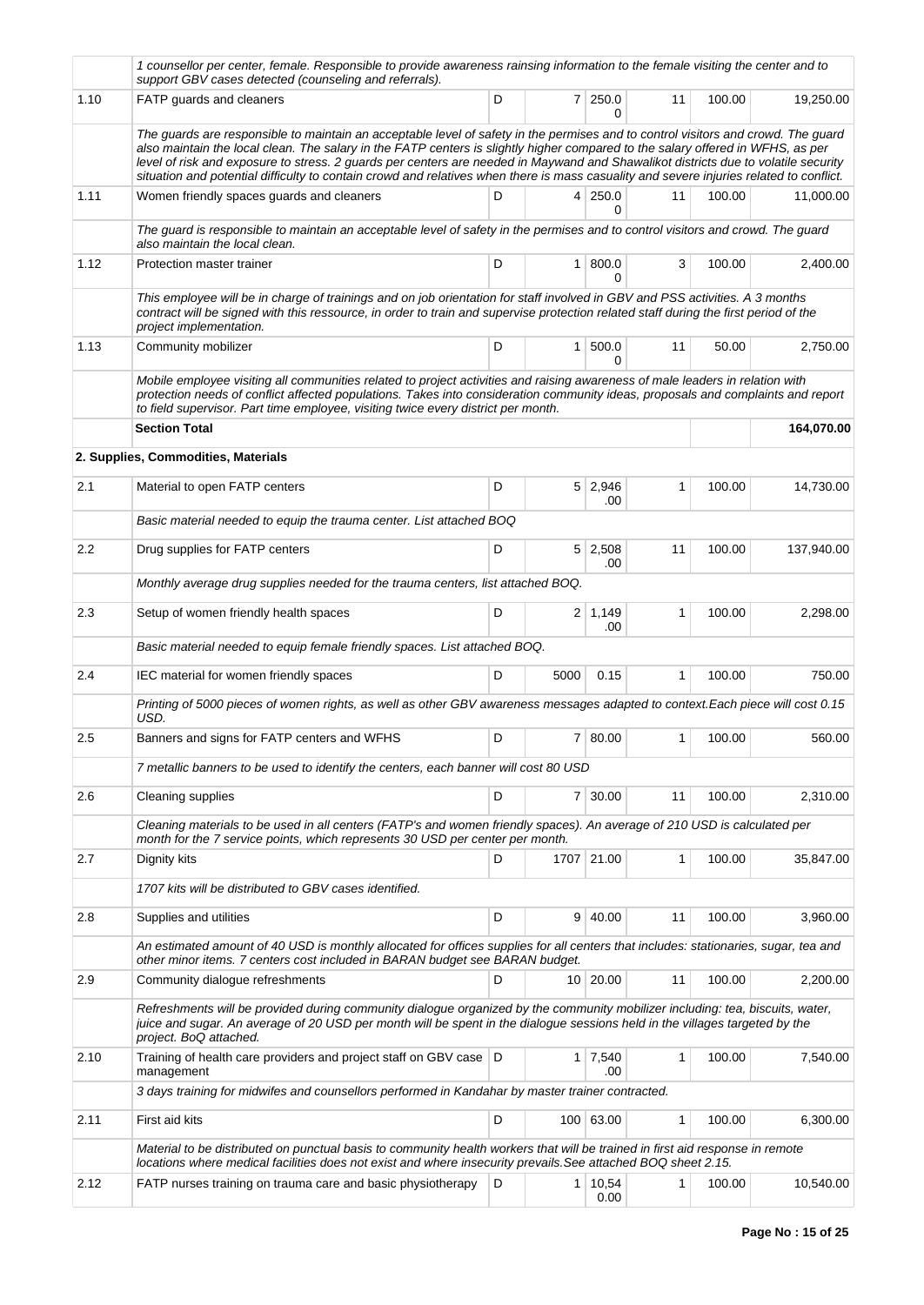| | | | | | | | |
|---|---|---|---|---|---|---|---|
| | *1 counsellor per center, female. Responsible to provide awareness rainsing information to the female visiting the center and to support GBV cases detected (counseling and referrals).* | | | | | | |
| 1.10 | FATP guards and cleaners | D | 7 | 250.00 | 11 | 100.00 | 19,250.00 |
| | *The guards are responsible to maintain an acceptable level of safety in the permises and to control visitors and crowd. The guard also maintain the local clean. The salary in the FATP centers is slightly higher compared to the salary offered in WFHS, as per level of risk and exposure to stress. 2 guards per centers are needed in Maywand and Shawalikot districts due to volatile security situation and potential difficulty to contain crowd and relatives when there is mass casuality and severe injuries related to conflict.* | | | | | | |
| 1.11 | Women friendly spaces guards and cleaners | D | 4 | 250.00 | 11 | 100.00 | 11,000.00 |
| | *The guard is responsible to maintain an acceptable level of safety in the permises and to control visitors and crowd. The guard also maintain the local clean.* | | | | | | |
| 1.12 | Protection master trainer | D | 1 | 800.00 | 3 | 100.00 | 2,400.00 |
| | *This employee will be in charge of trainings and on job orientation for staff involved in GBV and PSS activities. A 3 months contract will be signed with this ressource, in order to train and supervise protection related staff during the first period of the project implementation.* | | | | | | |
| 1.13 | Community mobilizer | D | 1 | 500.00 | 11 | 50.00 | 2,750.00 |
| | *Mobile employee visiting all communities related to project activities and raising awareness of male leaders in relation with protection needs of conflict affected populations. Takes into consideration community ideas, proposals and complaints and report to field supervisor. Part time employee, visiting twice every district per month.* | | | | | | |
| | **Section Total** | | | | | | **164,070.00** |
| | **2. Supplies, Commodities, Materials** | | | | | | |
| 2.1 | Material to open FATP centers | D | 5 | 2,946.00 | 1 | 100.00 | 14,730.00 |
| | *Basic material needed to equip the trauma center. List attached BOQ* | | | | | | |
| 2.2 | Drug supplies for FATP centers | D | 5 | 2,508.00 | 11 | 100.00 | 137,940.00 |
| | *Monthly average drug supplies needed for the trauma centers, list attached BOQ.* | | | | | | |
| 2.3 | Setup of women friendly health spaces | D | 2 | 1,149.00 | 1 | 100.00 | 2,298.00 |
| | *Basic material needed to equip female friendly spaces. List attached BOQ.* | | | | | | |
| 2.4 | IEC material for women friendly spaces | D | 5000 | 0.15 | 1 | 100.00 | 750.00 |
| | *Printing of 5000 pieces of women rights, as well as other GBV awareness messages adapted to context.Each piece will cost 0.15 USD.* | | | | | | |
| 2.5 | Banners and signs for FATP centers and WFHS | D | 7 | 80.00 | 1 | 100.00 | 560.00 |
| | *7 metallic banners to be used to identify the centers, each banner will cost 80 USD* | | | | | | |
| 2.6 | Cleaning supplies | D | 7 | 30.00 | 11 | 100.00 | 2,310.00 |
| | *Cleaning materials to be used in all centers (FATP's and women friendly spaces). An average of 210 USD is calculated per month for the 7 service points, which represents 30 USD per center per month.* | | | | | | |
| 2.7 | Dignity kits | D | 1707 | 21.00 | 1 | 100.00 | 35,847.00 |
| | *1707 kits will be distributed to GBV cases identified.* | | | | | | |
| 2.8 | Supplies and utilities | D | 9 | 40.00 | 11 | 100.00 | 3,960.00 |
| | *An estimated amount of 40 USD is monthly allocated for offices supplies for all centers that includes: stationaries, sugar, tea and other minor items. 7 centers cost included in BARAN budget see BARAN budget.* | | | | | | |
| 2.9 | Community dialogue refreshments | D | 10 | 20.00 | 11 | 100.00 | 2,200.00 |
| | *Refreshments will be provided during community dialogue organized by the community mobilizer including: tea, biscuits, water, juice and sugar. An average of 20 USD per month will be spent in the dialogue sessions held in the villages targeted by the project. BoQ attached.* | | | | | | |
| 2.10 | Training of health care providers and project staff on GBV case management | D | 1 | 7,540.00 | 1 | 100.00 | 7,540.00 |
| | *3 days training for midwifes and counsellors performed in Kandahar by master trainer contracted.* | | | | | | |
| 2.11 | First aid kits | D | 100 | 63.00 | 1 | 100.00 | 6,300.00 |
| | *Material to be distributed on punctual basis to community health workers that will be trained in first aid response in remote locations where medical facilities does not exist and where insecurity prevails.See attached BOQ sheet 2.15.* | | | | | | |
| 2.12 | FATP nurses training on trauma care and basic physiotherapy | D | 1 | 10,540.00 | 1 | 100.00 | 10,540.00 |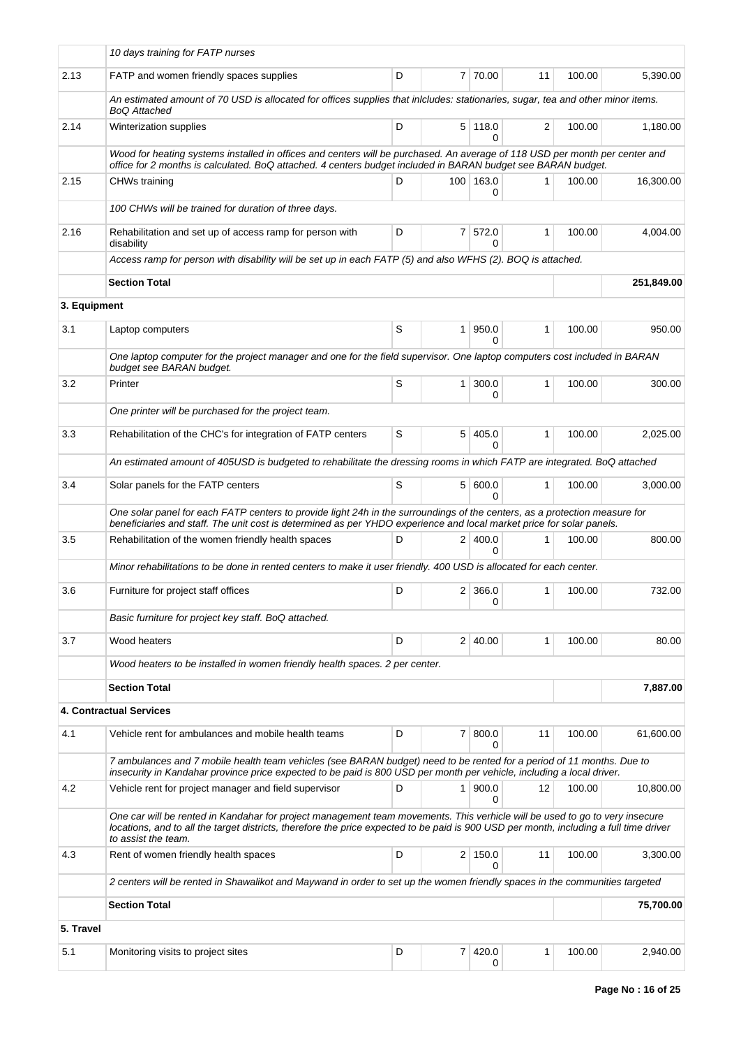| | | | | | | | |
|---|---|---|---|---|---|---|---|
| | *10 days training for FATP nurses* | | | | | | |
| 2.13 | FATP and women friendly spaces supplies | D | 7 | 70.00 | 11 | 100.00 | 5,390.00 |
| | *An estimated amount of 70 USD is allocated for offices supplies that inlcludes: stationaries, sugar, tea and other minor items. BoQ Attached* | | | | | | |
| 2.14 | Winterization supplies | D | 5 | 118.00 | 2 | 100.00 | 1,180.00 |
| | *Wood for heating systems installed in offices and centers will be purchased. An average of 118 USD per month per center and office for 2 months is calculated. BoQ attached. 4 centers budget included in BARAN budget see BARAN budget.* | | | | | | |
| 2.15 | CHWs training | D | 100 | 163.00 | 1 | 100.00 | 16,300.00 |
| | *100 CHWs will be trained for duration of three days.* | | | | | | |
| 2.16 | Rehabilitation and set up of access ramp for person with disability | D | 7 | 572.00 | 1 | 100.00 | 4,004.00 |
| | *Access ramp for person with disability will be set up in each FATP (5) and also WFHS (2). BOQ is attached.* | | | | | | |
| | **Section Total** | | | | | | **251,849.00** |
| **3. Equipment** | | | | | | | |
| 3.1 | Laptop computers | S | 1 | 950.00 | 1 | 100.00 | 950.00 |
| | *One laptop computer for the project manager and one for the field supervisor. One laptop computers cost included in BARAN budget see BARAN budget.* | | | | | | |
| 3.2 | Printer | S | 1 | 300.00 | 1 | 100.00 | 300.00 |
| | *One printer will be purchased for the project team.* | | | | | | |
| 3.3 | Rehabilitation of the CHC's for integration of FATP centers | S | 5 | 405.00 | 1 | 100.00 | 2,025.00 |
| | *An estimated amount of 405USD is budgeted to rehabilitate the dressing rooms in which FATP are integrated. BoQ attached* | | | | | | |
| 3.4 | Solar panels for the FATP centers | S | 5 | 600.00 | 1 | 100.00 | 3,000.00 |
| | *One solar panel for each FATP centers to provide light 24h in the surroundings of the centers, as a protection measure for beneficiaries and staff. The unit cost is determined as per YHDO experience and local market price for solar panels.* | | | | | | |
| 3.5 | Rehabilitation of the women friendly health spaces | D | 2 | 400.00 | 1 | 100.00 | 800.00 |
| | *Minor rehabilitations to be done in rented centers to make it user friendly. 400 USD is allocated for each center.* | | | | | | |
| 3.6 | Furniture for project staff offices | D | 2 | 366.00 | 1 | 100.00 | 732.00 |
| | *Basic furniture for project key staff. BoQ attached.* | | | | | | |
| 3.7 | Wood heaters | D | 2 | 40.00 | 1 | 100.00 | 80.00 |
| | *Wood heaters to be installed in women friendly health spaces. 2 per center.* | | | | | | |
| | **Section Total** | | | | | | **7,887.00** |
| **4. Contractual Services** | | | | | | | |
| 4.1 | Vehicle rent for ambulances and mobile health teams | D | 7 | 800.00 | 11 | 100.00 | 61,600.00 |
| | *7 ambulances and 7 mobile health team vehicles (see BARAN budget) need to be rented for a period of 11 months. Due to insecurity in Kandahar province price expected to be paid is 800 USD per month per vehicle, including a local driver.* | | | | | | |
| 4.2 | Vehicle rent for project manager and field supervisor | D | 1 | 900.00 | 12 | 100.00 | 10,800.00 |
| | *One car will be rented in Kandahar for project management team movements. This verhicle will be used to go to very insecure locations, and to all the target districts, therefore the price expected to be paid is 900 USD per month, including a full time driver to assist the team.* | | | | | | |
| 4.3 | Rent of women friendly health spaces | D | 2 | 150.00 | 11 | 100.00 | 3,300.00 |
| | *2 centers will be rented in Shawalikot and Maywand in order to set up the women friendly spaces in the communities targeted* | | | | | | |
| | **Section Total** | | | | | | **75,700.00** |
| **5. Travel** | | | | | | | |
| 5.1 | Monitoring visits to project sites | D | 7 | 420.00 | 1 | 100.00 | 2,940.00 |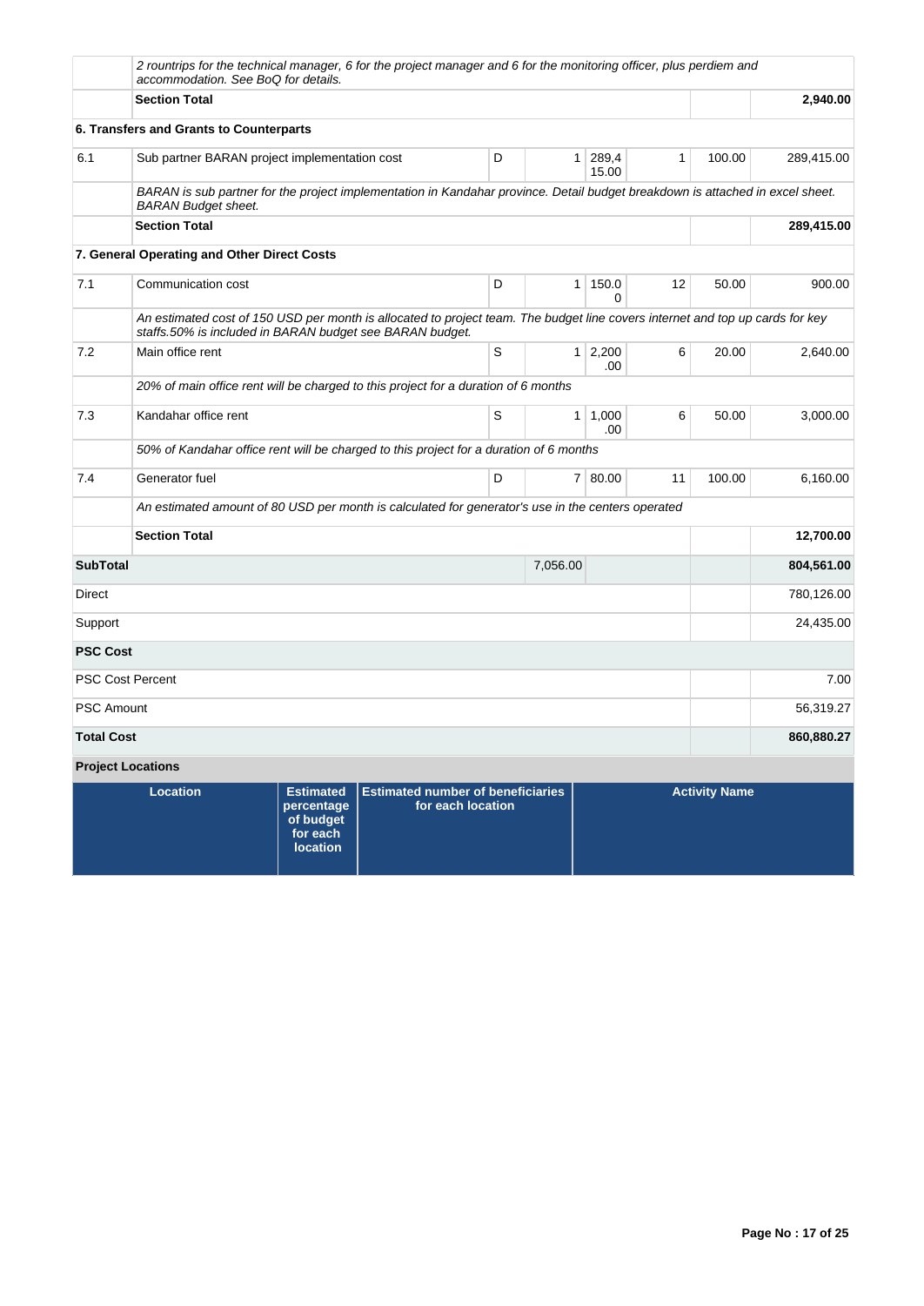| | | | | | | | |
|---|---|---|---|---|---|---|---|
| | *2 rountrips for the technical manager, 6 for the project manager and 6 for the monitoring officer, plus perdiem and accommodation. See BoQ for details.* | | | | | | |
| | **Section Total** | | | | | | **2,940.00** |
| **6. Transfers and Grants to Counterparts** | | | | | | | |
| 6.1 | Sub partner BARAN project implementation cost | D | 1 | 289,415.00 | 1 | 100.00 | 289,415.00 |
| | *BARAN is sub partner for the project implementation in Kandahar province. Detail budget breakdown is attached in excel sheet. BARAN Budget sheet.* | | | | | | |
| | **Section Total** | | | | | | **289,415.00** |
| **7. General Operating and Other Direct Costs** | | | | | | | |
| 7.1 | Communication cost | D | 1 | 150.00 | 12 | 50.00 | 900.00 |
| | *An estimated cost of 150 USD per month is allocated to project team. The budget line covers internet and top up cards for key staffs.50% is included in BARAN budget see BARAN budget.* | | | | | | |
| 7.2 | Main office rent | S | 1 | 2,200.00 | 6 | 20.00 | 2,640.00 |
| | *20% of main office rent will be charged to this project for a duration of 6 months* | | | | | | |
| 7.3 | Kandahar office rent | S | 1 | 1,000.00 | 6 | 50.00 | 3,000.00 |
| | *50% of Kandahar office rent will be charged to this project for a duration of 6 months* | | | | | | |
| 7.4 | Generator fuel | D | 7 | 80.00 | 11 | 100.00 | 6,160.00 |
| | *An estimated amount of 80 USD per month is calculated for generator's use in the centers operated* | | | | | | |
| | **Section Total** | | | | | | **12,700.00** |
| **SubTotal** | | | 7,056.00 | | | | **804,561.00** |
| Direct | | | | | | | 780,126.00 |
| Support | | | | | | | 24,435.00 |
| **PSC Cost** | | | | | | | |
| PSC Cost Percent | | | | | | | 7.00 |
| PSC Amount | | | | | | | 56,319.27 |
| **Total Cost** | | | | | | | **860,880.27** |

**Project Locations**

| Location | Estimated percentage of budget for each location | Estimated number of beneficiaries for each location | Activity Name |
|---|---|---|---|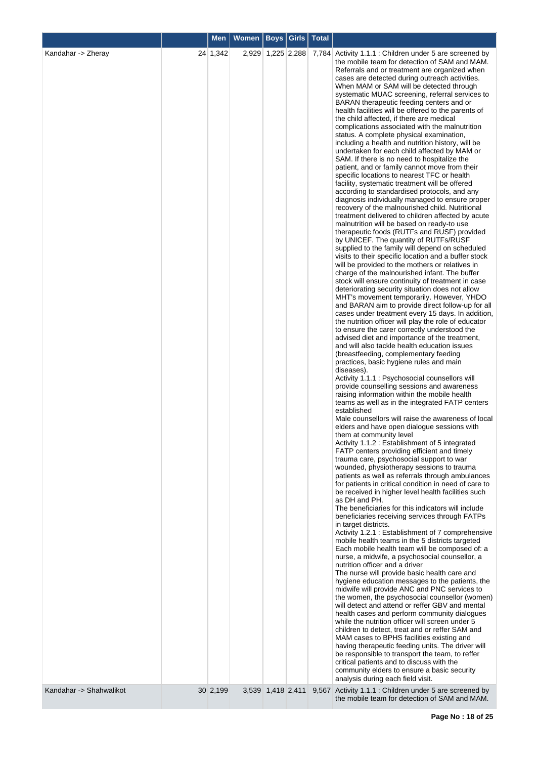| | | Men | Women | Boys | Girls | Total | |
|---|---|---|---|---|---|---|---|
| Kandahar -> Zheray | 24 | 1,342 | 2,929 | 1,225 | 2,288 | 7,784 | Activity 1.1.1 : Children under 5 are screened by the mobile team for detection of SAM and MAM. Referrals and or treatment are organized when cases are detected during outreach activities. When MAM or SAM will be detected through systematic MUAC screening, referral services to BARAN therapeutic feeding centers and or health facilities will be offered to the parents of the child affected, if there are medical complications associated with the malnutrition status. A complete physical examination, including a health and nutrition history, will be undertaken for each child affected by MAM or SAM. If there is no need to hospitalize the patient, and or family cannot move from their specific locations to nearest TFC or health facility, systematic treatment will be offered according to standardised protocols, and any diagnosis individually managed to ensure proper recovery of the malnourished child. Nutritional treatment delivered to children affected by acute malnutrition will be based on ready-to use therapeutic foods (RUTFs and RUSF) provided by UNICEF. The quantity of RUTFs/RUSF supplied to the family will depend on scheduled visits to their specific location and a buffer stock will be provided to the mothers or relatives in charge of the malnourished infant. The buffer stock will ensure continuity of treatment in case deteriorating security situation does not allow MHT's movement temporarily. However, YHDO and BARAN aim to provide direct follow-up for all cases under treatment every 15 days. In addition, the nutrition officer will play the role of educator to ensure the carer correctly understood the advised diet and importance of the treatment, and will also tackle health education issues (breastfeeding, complementary feeding practices, basic hygiene rules and main diseases).<br>Activity 1.1.1 : Psychosocial counsellors will provide counselling sessions and awareness raising information within the mobile health teams as well as in the integrated FATP centers established<br>Male counsellors will raise the awareness of local elders and have open dialogue sessions with them at community level<br>Activity 1.1.2 : Establishment of 5 integrated FATP centers providing efficient and timely trauma care, psychosocial support to war wounded, physiotherapy sessions to trauma patients as well as referrals through ambulances for patients in critical condition in need of care to be received in higher level health facilities such as DH and PH.<br>The beneficiaries for this indicators will include beneficiaries receiving services through FATPs in target districts.<br>Activity 1.2.1 : Establishment of 7 comprehensive mobile health teams in the 5 districts targeted Each mobile health team will be composed of: a nurse, a midwife, a psychosocial counsellor, a nutrition officer and a driver<br>The nurse will provide basic health care and hygiene education messages to the patients, the midwife will provide ANC and PNC services to the women, the psychosocial counsellor (women) will detect and attend or reffer GBV and mental health cases and perform community dialogues while the nutrition officer will screen under 5 children to detect, treat and or reffer SAM and MAM cases to BPHS facilities existing and having therapeutic feeding units. The driver will be responsible to transport the team, to reffer critical patients and to discuss with the community elders to ensure a basic security analysis during each field visit. |
| Kandahar -> Shahwalikot | 30 | 2,199 | 3,539 | 1,418 | 2,411 | 9,567 | Activity 1.1.1 : Children under 5 are screened by the mobile team for detection of SAM and MAM. |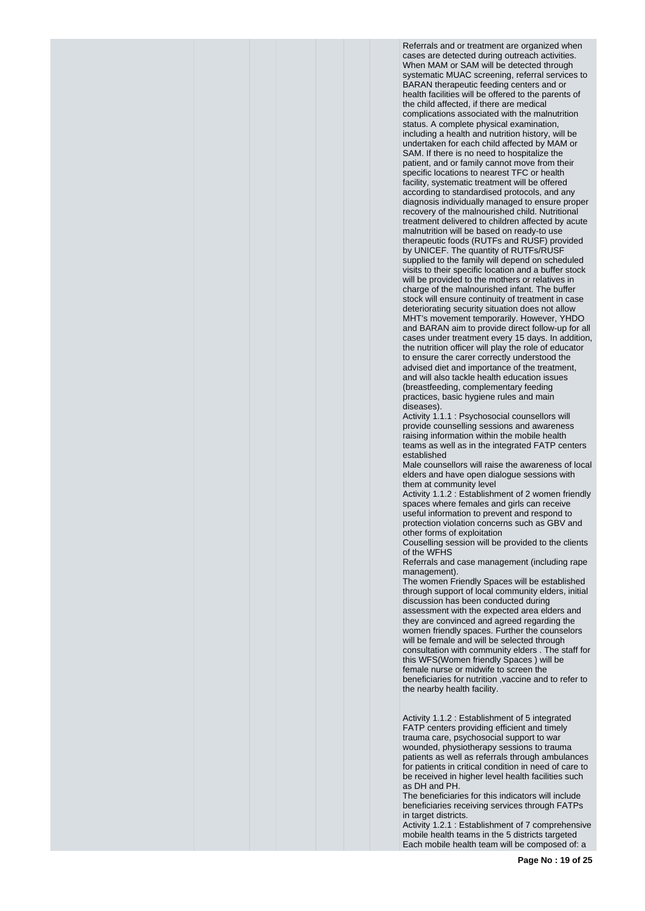Referrals and or treatment are organized when cases are detected during outreach activities. When MAM or SAM will be detected through systematic MUAC screening, referral services to BARAN therapeutic feeding centers and or health facilities will be offered to the parents of the child affected, if there are medical complications associated with the malnutrition status. A complete physical examination, including a health and nutrition history, will be undertaken for each child affected by MAM or SAM. If there is no need to hospitalize the patient, and or family cannot move from their specific locations to nearest TFC or health facility, systematic treatment will be offered according to standardised protocols, and any diagnosis individually managed to ensure proper recovery of the malnourished child. Nutritional treatment delivered to children affected by acute malnutrition will be based on ready-to use therapeutic foods (RUTFs and RUSF) provided by UNICEF. The quantity of RUTFs/RUSF supplied to the family will depend on scheduled visits to their specific location and a buffer stock will be provided to the mothers or relatives in charge of the malnourished infant. The buffer stock will ensure continuity of treatment in case deteriorating security situation does not allow MHT's movement temporarily. However, YHDO and BARAN aim to provide direct follow-up for all cases under treatment every 15 days. In addition, the nutrition officer will play the role of educator to ensure the carer correctly understood the advised diet and importance of the treatment, and will also tackle health education issues (breastfeeding, complementary feeding practices, basic hygiene rules and main diseases).

Activity 1.1.1 : Psychosocial counsellors will provide counselling sessions and awareness raising information within the mobile health teams as well as in the integrated FATP centers established

Male counsellors will raise the awareness of local elders and have open dialogue sessions with them at community level

Activity 1.1.2 : Establishment of 2 women friendly spaces where females and girls can receive useful information to prevent and respond to protection violation concerns such as GBV and other forms of exploitation

Couselling session will be provided to the clients of the WFHS

Referrals and case management (including rape management).

The women Friendly Spaces will be established through support of local community elders, initial discussion has been conducted during assessment with the expected area elders and they are convinced and agreed regarding the women friendly spaces. Further the counselors will be female and will be selected through consultation with community elders . The staff for this WFS(Women friendly Spaces ) will be female nurse or midwife to screen the beneficiaries for nutrition ,vaccine and to refer to the nearby health facility.

Activity 1.1.2 : Establishment of 5 integrated FATP centers providing efficient and timely trauma care, psychosocial support to war wounded, physiotherapy sessions to trauma patients as well as referrals through ambulances for patients in critical condition in need of care to be received in higher level health facilities such as DH and PH.

The beneficiaries for this indicators will include beneficiaries receiving services through FATPs in target districts.

Activity 1.2.1 : Establishment of 7 comprehensive mobile health teams in the 5 districts targeted

Each mobile health team will be composed of: a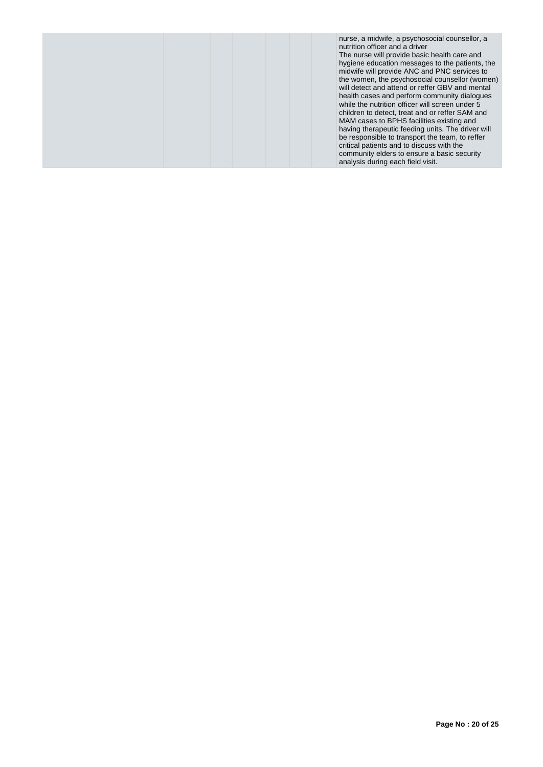|  |  |  |  |  |  |  |  |
|---|---|---|---|---|---|---|---|
|  |  |  |  |  |  |  | nurse, a midwife, a psychosocial counsellor, a nutrition officer and a driver<br>The nurse will provide basic health care and hygiene education messages to the patients, the midwife will provide ANC and PNC services to the women, the psychosocial counsellor (women) will detect and attend or reffer GBV and mental health cases and perform community dialogues while the nutrition officer will screen under 5 children to detect, treat and or reffer SAM and MAM cases to BPHS facilities existing and having therapeutic feeding units. The driver will be responsible to transport the team, to reffer critical patients and to discuss with the community elders to ensure a basic security analysis during each field visit. |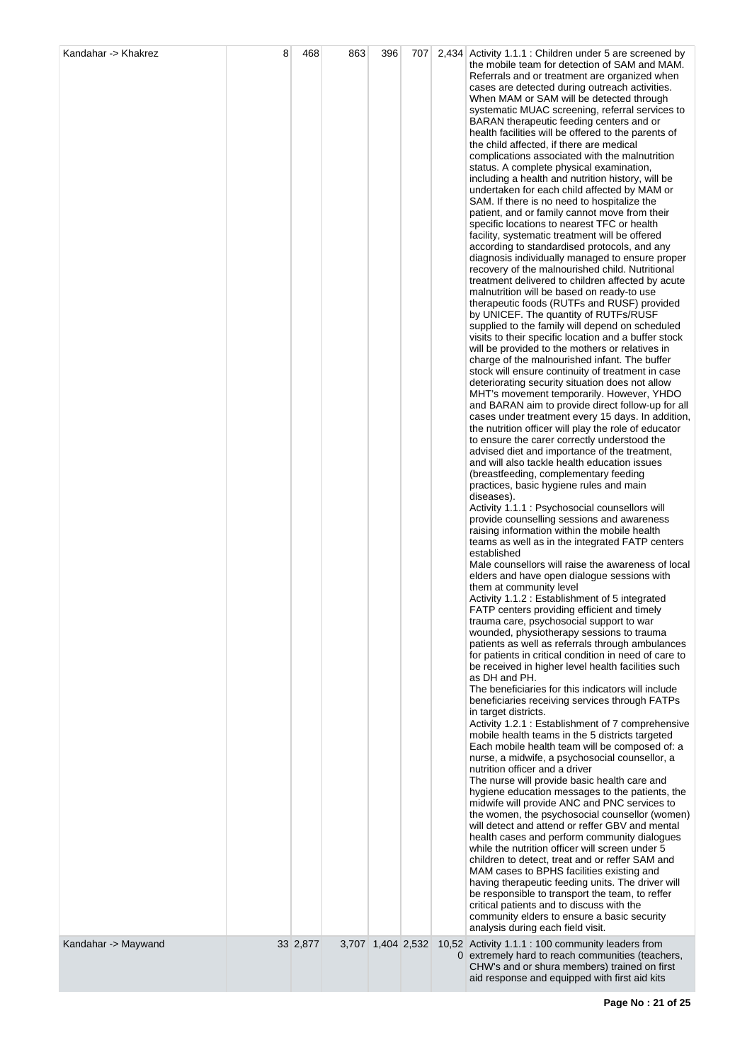| | | | | | | | |
|---|---|---|---|---|---|---|---|
| Kandahar -> Khakrez | 8 | 468 | 863 | 396 | 707 | 2,434 | Activity 1.1.1 : Children under 5 are screened by the mobile team for detection of SAM and MAM. Referrals and or treatment are organized when cases are detected during outreach activities. When MAM or SAM will be detected through systematic MUAC screening, referral services to BARAN therapeutic feeding centers and or health facilities will be offered to the parents of the child affected, if there are medical complications associated with the malnutrition status. A complete physical examination, including a health and nutrition history, will be undertaken for each child affected by MAM or SAM. If there is no need to hospitalize the patient, and or family cannot move from their specific locations to nearest TFC or health facility, systematic treatment will be offered according to standardised protocols, and any diagnosis individually managed to ensure proper recovery of the malnourished child. Nutritional treatment delivered to children affected by acute malnutrition will be based on ready-to use therapeutic foods (RUTFs and RUSF) provided by UNICEF. The quantity of RUTFs/RUSF supplied to the family will depend on scheduled visits to their specific location and a buffer stock will be provided to the mothers or relatives in charge of the malnourished infant. The buffer stock will ensure continuity of treatment in case deteriorating security situation does not allow MHT's movement temporarily. However, YHDO and BARAN aim to provide direct follow-up for all cases under treatment every 15 days. In addition, the nutrition officer will play the role of educator to ensure the carer correctly understood the advised diet and importance of the treatment, and will also tackle health education issues (breastfeeding, complementary feeding practices, basic hygiene rules and main diseases).<br>Activity 1.1.1 : Psychosocial counsellors will provide counselling sessions and awareness raising information within the mobile health teams as well as in the integrated FATP centers established<br>Male counsellors will raise the awareness of local elders and have open dialogue sessions with them at community level<br>Activity 1.1.2 : Establishment of 5 integrated FATP centers providing efficient and timely trauma care, psychosocial support to war wounded, physiotherapy sessions to trauma patients as well as referrals through ambulances for patients in critical condition in need of care to be received in higher level health facilities such as DH and PH.<br>The beneficiaries for this indicators will include beneficiaries receiving services through FATPs in target districts.<br>Activity 1.2.1 : Establishment of 7 comprehensive mobile health teams in the 5 districts targeted<br>Each mobile health team will be composed of: a nurse, a midwife, a psychosocial counsellor, a nutrition officer and a driver<br>The nurse will provide basic health care and hygiene education messages to the patients, the midwife will provide ANC and PNC services to the women, the psychosocial counsellor (women) will detect and attend or reffer GBV and mental health cases and perform community dialogues while the nutrition officer will screen under 5 children to detect, treat and or reffer SAM and MAM cases to BPHS facilities existing and having therapeutic feeding units. The driver will be responsible to transport the team, to reffer critical patients and to discuss with the community elders to ensure a basic security analysis during each field visit. |
| Kandahar -> Maywand | 33 | 2,877 | 3,707 | 1,404 | 2,532 | 10,520 | Activity 1.1.1 : 100 community leaders from extremely hard to reach communities (teachers, CHW's and or shura members) trained on first aid response and equipped with first aid kits |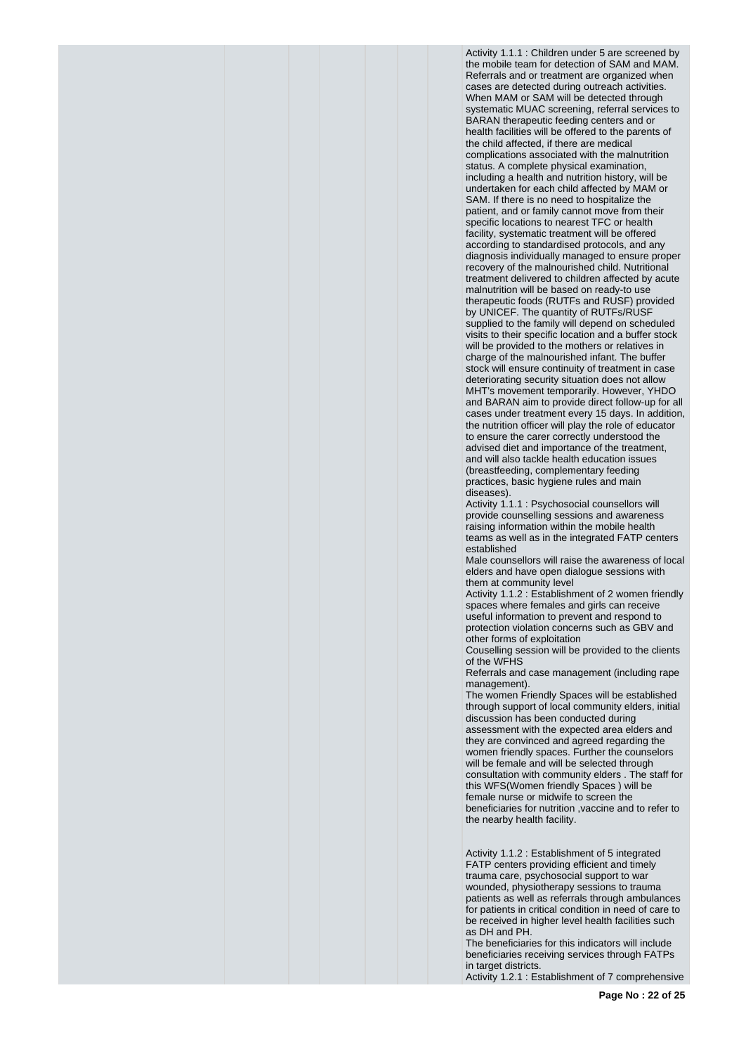Activity 1.1.1 : Children under 5 are screened by the mobile team for detection of SAM and MAM. Referrals and or treatment are organized when cases are detected during outreach activities. When MAM or SAM will be detected through systematic MUAC screening, referral services to BARAN therapeutic feeding centers and or health facilities will be offered to the parents of the child affected, if there are medical complications associated with the malnutrition status. A complete physical examination, including a health and nutrition history, will be undertaken for each child affected by MAM or SAM. If there is no need to hospitalize the patient, and or family cannot move from their specific locations to nearest TFC or health facility, systematic treatment will be offered according to standardised protocols, and any diagnosis individually managed to ensure proper recovery of the malnourished child. Nutritional treatment delivered to children affected by acute malnutrition will be based on ready-to use therapeutic foods (RUTFs and RUSF) provided by UNICEF. The quantity of RUTFs/RUSF supplied to the family will depend on scheduled visits to their specific location and a buffer stock will be provided to the mothers or relatives in charge of the malnourished infant. The buffer stock will ensure continuity of treatment in case deteriorating security situation does not allow MHT's movement temporarily. However, YHDO and BARAN aim to provide direct follow-up for all cases under treatment every 15 days. In addition, the nutrition officer will play the role of educator to ensure the carer correctly understood the advised diet and importance of the treatment, and will also tackle health education issues (breastfeeding, complementary feeding practices, basic hygiene rules and main diseases).

Activity 1.1.1 : Psychosocial counsellors will provide counselling sessions and awareness raising information within the mobile health teams as well as in the integrated FATP centers established

Male counsellors will raise the awareness of local elders and have open dialogue sessions with them at community level

Activity 1.1.2 : Establishment of 2 women friendly spaces where females and girls can receive useful information to prevent and respond to protection violation concerns such as GBV and other forms of exploitation

Couselling session will be provided to the clients of the WFHS

Referrals and case management (including rape management).

The women Friendly Spaces will be established through support of local community elders, initial discussion has been conducted during assessment with the expected area elders and they are convinced and agreed regarding the women friendly spaces. Further the counselors will be female and will be selected through consultation with community elders . The staff for this WFS(Women friendly Spaces ) will be female nurse or midwife to screen the beneficiaries for nutrition ,vaccine and to refer to the nearby health facility.

Activity 1.1.2 : Establishment of 5 integrated FATP centers providing efficient and timely trauma care, psychosocial support to war wounded, physiotherapy sessions to trauma patients as well as referrals through ambulances for patients in critical condition in need of care to be received in higher level health facilities such as DH and PH.

The beneficiaries for this indicators will include beneficiaries receiving services through FATPs in target districts.

Activity 1.2.1 : Establishment of 7 comprehensive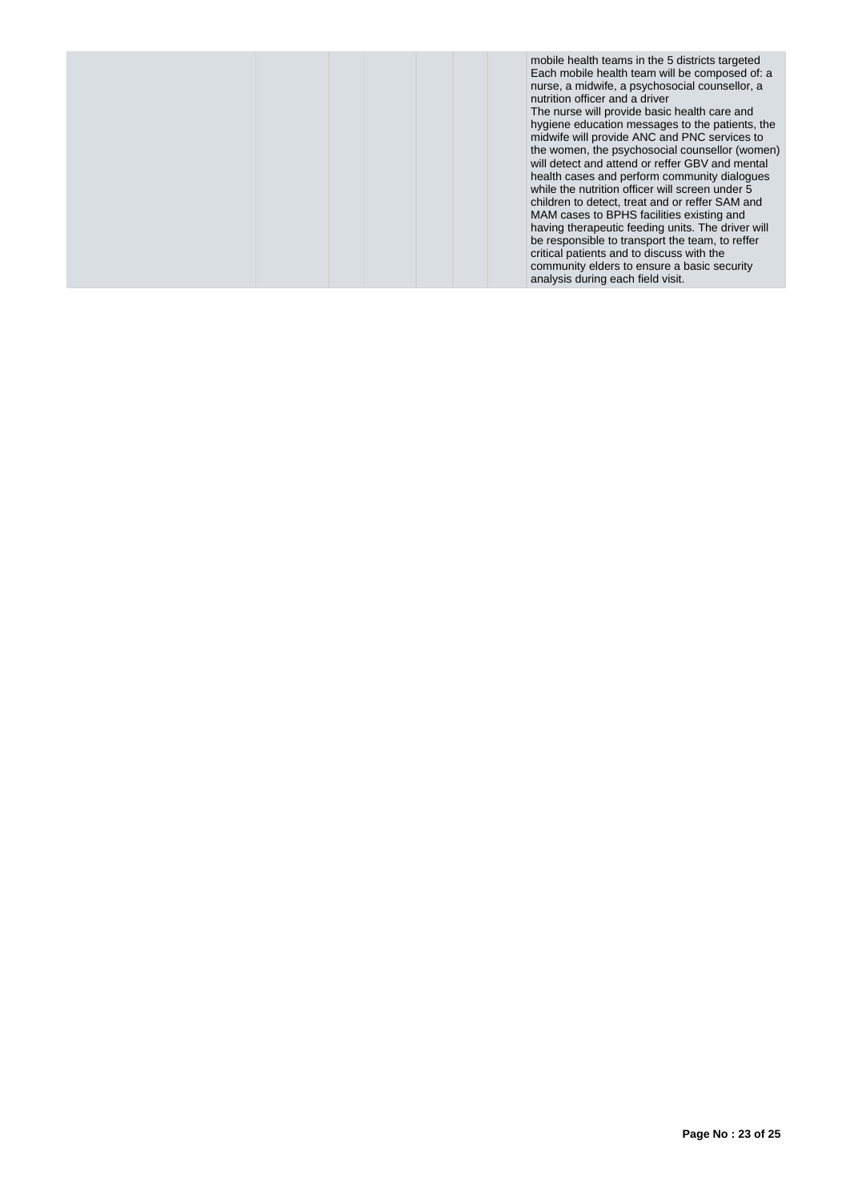| | | | | | | | |
|---|---|---|---|---|---|---|---|
| | | | | | | | mobile health teams in the 5 districts targeted Each mobile health team will be composed of: a nurse, a midwife, a psychosocial counsellor, a nutrition officer and a driver The nurse will provide basic health care and hygiene education messages to the patients, the midwife will provide ANC and PNC services to the women, the psychosocial counsellor (women) will detect and attend or reffer GBV and mental health cases and perform community dialogues while the nutrition officer will screen under 5 children to detect, treat and or reffer SAM and MAM cases to BPHS facilities existing and having therapeutic feeding units. The driver will be responsible to transport the team, to reffer critical patients and to discuss with the community elders to ensure a basic security analysis during each field visit. |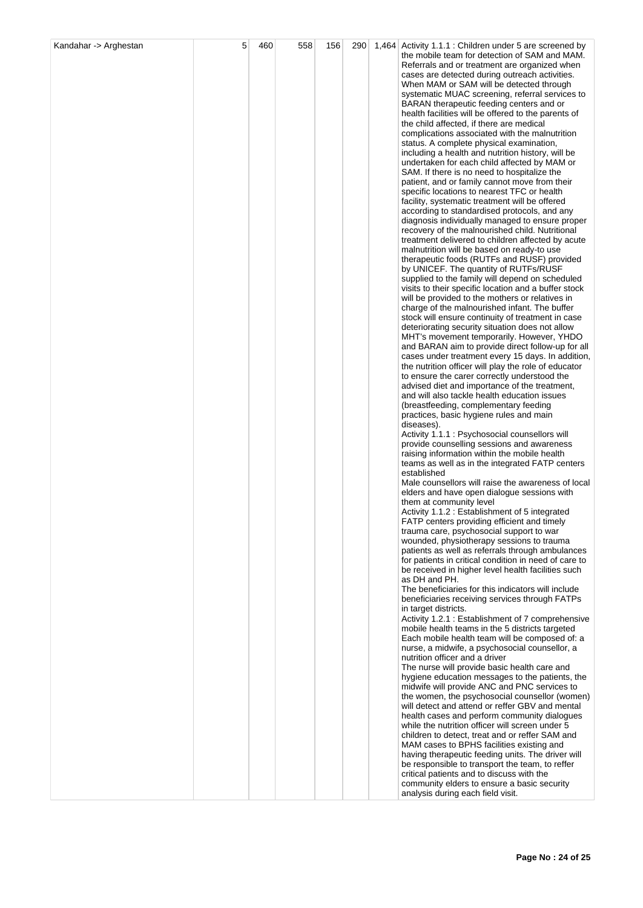| Kandahar -> Arghestan | 5 | 460 | 558 | 156 | 290 | 1,464 | Activity 1.1.1 : Children under 5 are screened by the mobile team for detection of SAM and MAM. Referrals and or treatment are organized when cases are detected during outreach activities. When MAM or SAM will be detected through systematic MUAC screening, referral services to BARAN therapeutic feeding centers and or health facilities will be offered to the parents of the child affected, if there are medical complications associated with the malnutrition status. A complete physical examination, including a health and nutrition history, will be undertaken for each child affected by MAM or SAM. If there is no need to hospitalize the patient, and or family cannot move from their specific locations to nearest TFC or health facility, systematic treatment will be offered according to standardised protocols, and any diagnosis individually managed to ensure proper recovery of the malnourished child. Nutritional treatment delivered to children affected by acute malnutrition will be based on ready-to use therapeutic foods (RUTFs and RUSF) provided by UNICEF. The quantity of RUTFs/RUSF supplied to the family will depend on scheduled visits to their specific location and a buffer stock will be provided to the mothers or relatives in charge of the malnourished infant. The buffer stock will ensure continuity of treatment in case deteriorating security situation does not allow MHT's movement temporarily. However, YHDO and BARAN aim to provide direct follow-up for all cases under treatment every 15 days. In addition, the nutrition officer will play the role of educator to ensure the carer correctly understood the advised diet and importance of the treatment, and will also tackle health education issues (breastfeeding, complementary feeding practices, basic hygiene rules and main diseases).<br>Activity 1.1.1 : Psychosocial counsellors will provide counselling sessions and awareness raising information within the mobile health teams as well as in the integrated FATP centers established<br>Male counsellors will raise the awareness of local elders and have open dialogue sessions with them at community level<br>Activity 1.1.2 : Establishment of 5 integrated FATP centers providing efficient and timely trauma care, psychosocial support to war wounded, physiotherapy sessions to trauma patients as well as referrals through ambulances for patients in critical condition in need of care to be received in higher level health facilities such as DH and PH.<br>The beneficiaries for this indicators will include beneficiaries receiving services through FATPs in target districts.<br>Activity 1.2.1 : Establishment of 7 comprehensive mobile health teams in the 5 districts targeted Each mobile health team will be composed of: a nurse, a midwife, a psychosocial counsellor, a nutrition officer and a driver<br>The nurse will provide basic health care and hygiene education messages to the patients, the midwife will provide ANC and PNC services to the women, the psychosocial counsellor (women) will detect and attend or reffer GBV and mental health cases and perform community dialogues while the nutrition officer will screen under 5 children to detect, treat and or reffer SAM and MAM cases to BPHS facilities existing and having therapeutic feeding units. The driver will be responsible to transport the team, to reffer critical patients and to discuss with the community elders to ensure a basic security analysis during each field visit. |
|---|---|---|---|---|---|---|---|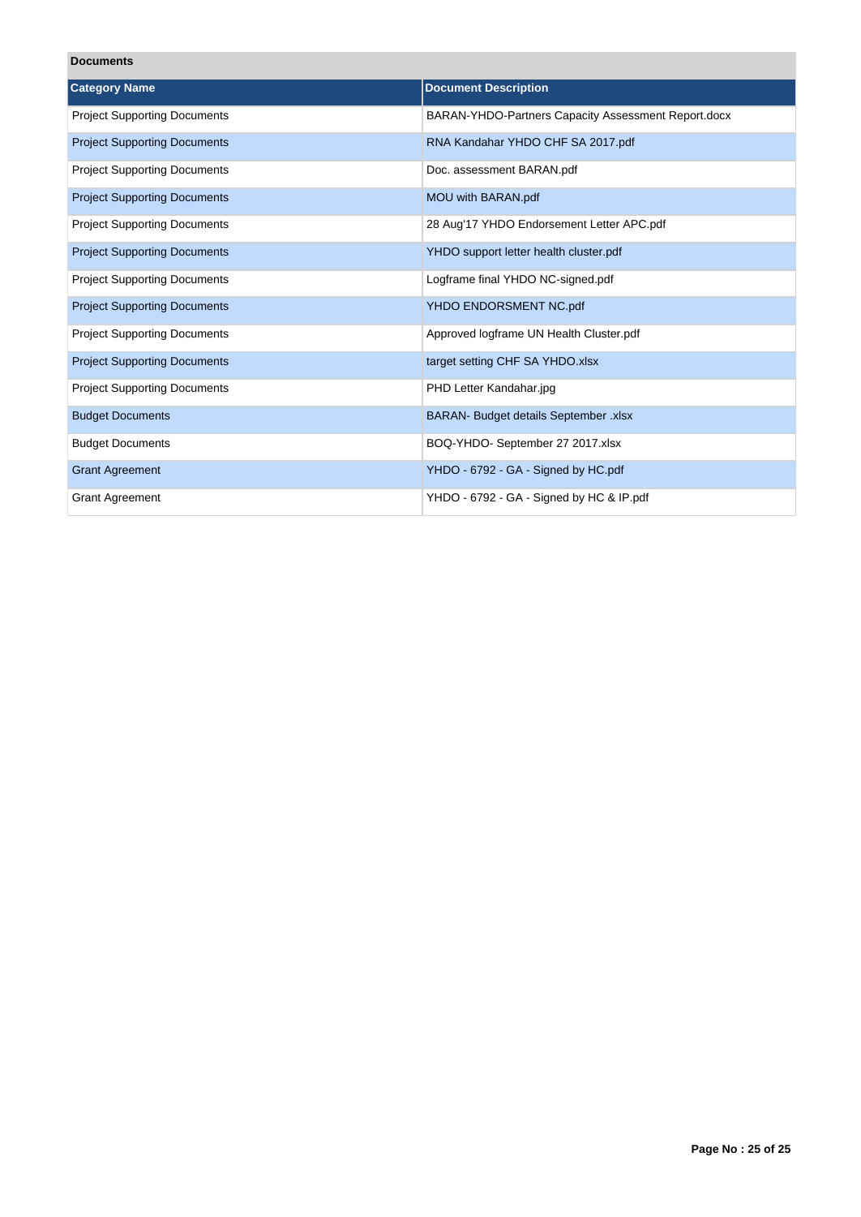**Documents**

| Category Name | Document Description |
| --- | --- |
| Project Supporting Documents | BARAN-YHDO-Partners Capacity Assessment Report.docx |
| Project Supporting Documents | RNA Kandahar YHDO CHF SA 2017.pdf |
| Project Supporting Documents | Doc. assessment BARAN.pdf |
| Project Supporting Documents | MOU with BARAN.pdf |
| Project Supporting Documents | 28 Aug'17 YHDO Endorsement Letter APC.pdf |
| Project Supporting Documents | YHDO support letter health cluster.pdf |
| Project Supporting Documents | Logframe final YHDO NC-signed.pdf |
| Project Supporting Documents | YHDO ENDORSMENT NC.pdf |
| Project Supporting Documents | Approved logframe UN Health Cluster.pdf |
| Project Supporting Documents | target setting CHF SA YHDO.xlsx |
| Project Supporting Documents | PHD Letter Kandahar.jpg |
| Budget Documents | BARAN- Budget details September .xlsx |
| Budget Documents | BOQ-YHDO- September 27 2017.xlsx |
| Grant Agreement | YHDO - 6792 - GA - Signed by HC.pdf |
| Grant Agreement | YHDO - 6792 - GA - Signed by HC & IP.pdf |